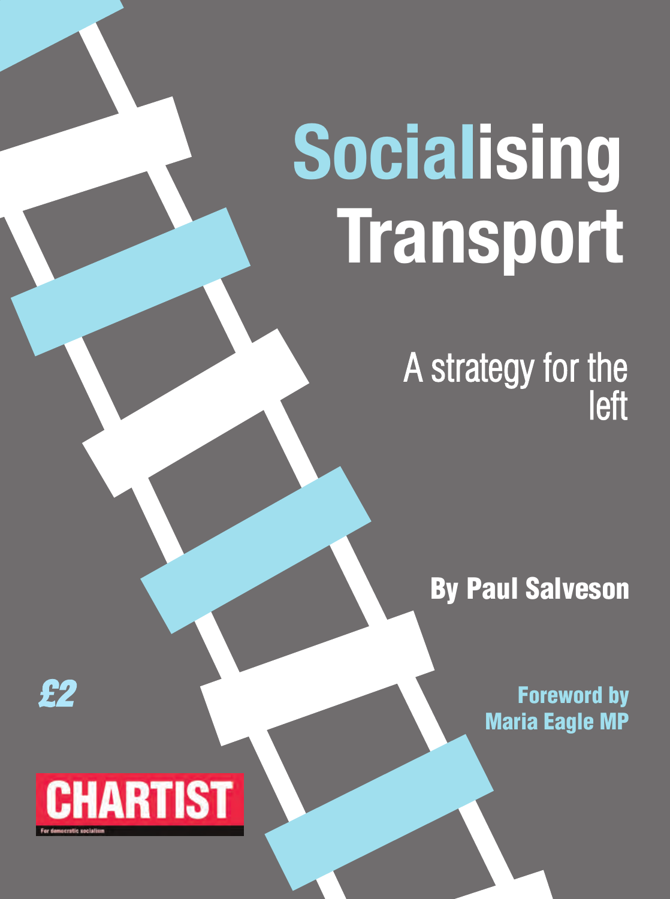# Socialising Transport

## A strategy for the left

**By Paul Salveson**

£2

**Foreword by Maria Eagle MP**

CHARTIST

For democratic socialism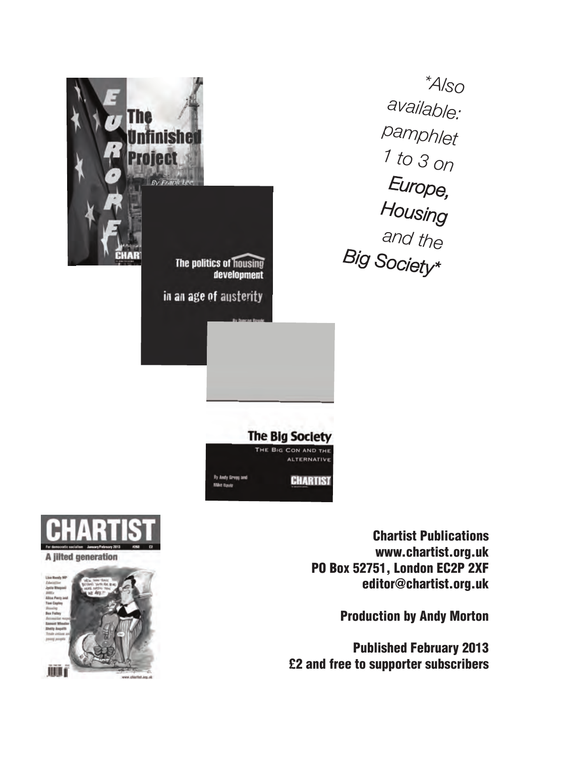*\*Also available: pamphlet 1 to 3 on Europe, Housing and the Big Society\**

**Chartist Publications**
**www.chartist.org.uk**
**PO Box 52751, London EC2P 2XF**
**editor@chartist.org.uk**

**Production by Andy Morton**

**Published February 2013**
**£2 and free to supporter subscribers**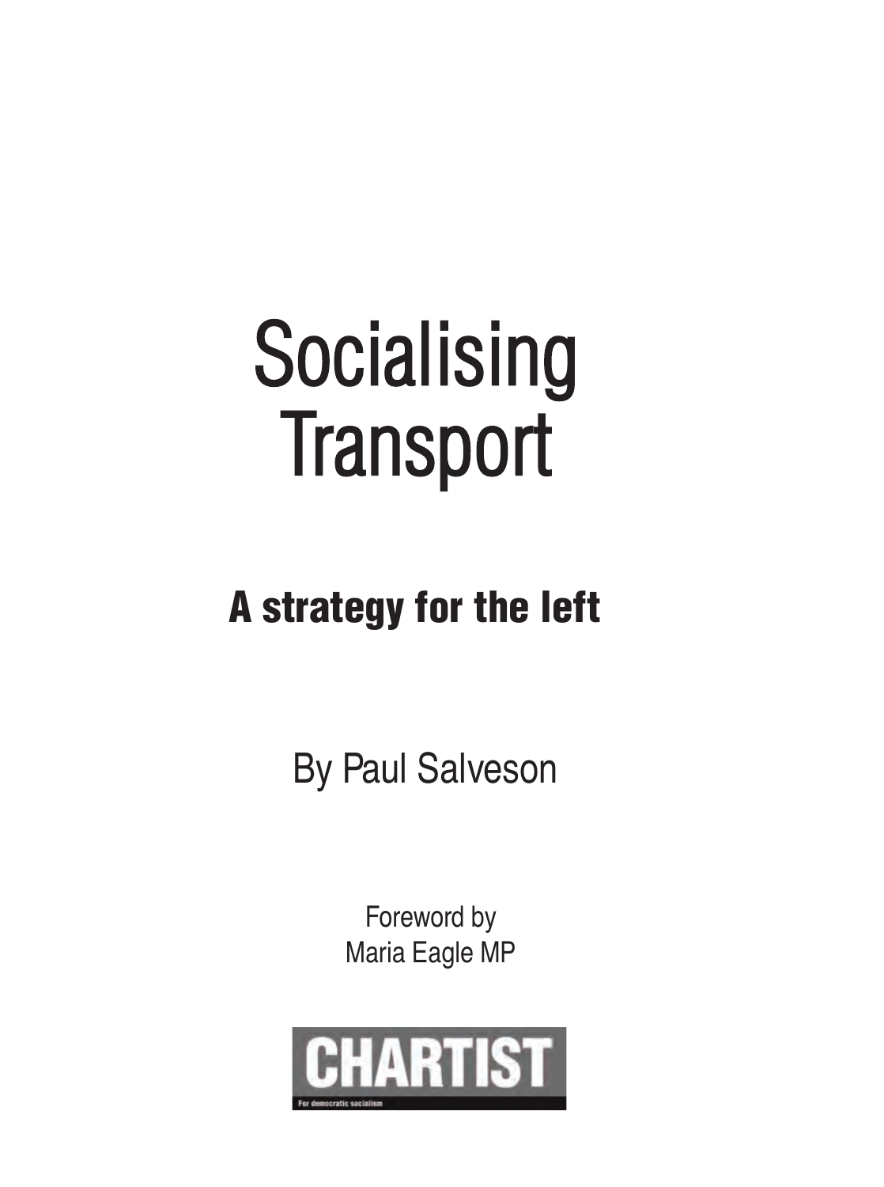# Socialising Transport

## A strategy for the left

By Paul Salveson

Foreword by
Maria Eagle MP

CHARTIST

For democratic socialism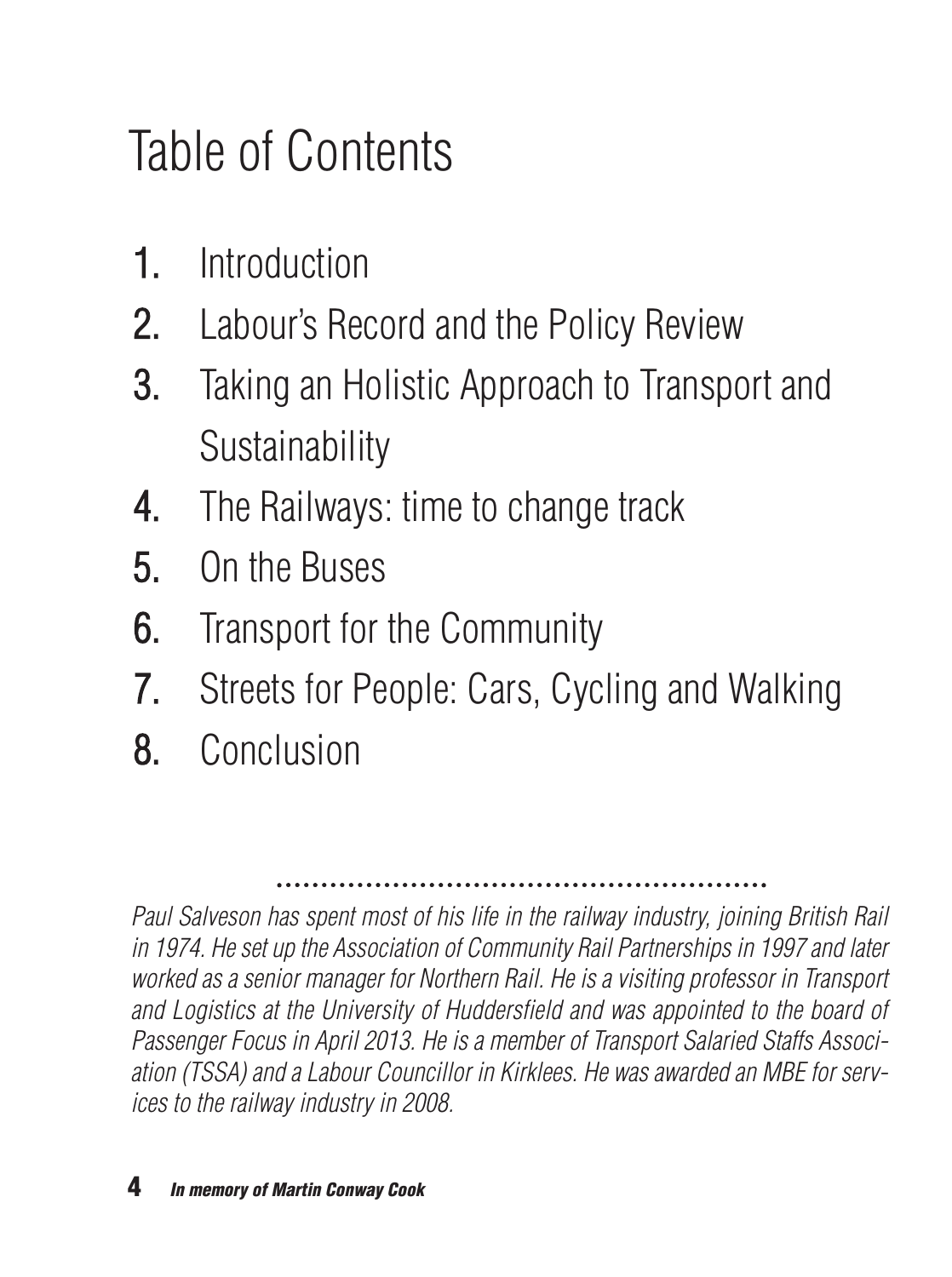# Table of Contents

1. Introduction
2. Labour's Record and the Policy Review
3. Taking an Holistic Approach to Transport and Sustainability
4. The Railways: time to change track
5. On the Buses
6. Transport for the Community
7. Streets for People: Cars, Cycling and Walking
8. Conclusion

*Paul Salveson has spent most of his life in the railway industry, joining British Rail in 1974. He set up the Association of Community Rail Partnerships in 1997 and later worked as a senior manager for Northern Rail. He is a visiting professor in Transport and Logistics at the University of Huddersfield and was appointed to the board of Passenger Focus in April 2013. He is a member of Transport Salaried Staffs Association (TSSA) and a Labour Councillor in Kirklees. He was awarded an MBE for services to the railway industry in 2008.*

***In memory of Martin Conway Cook***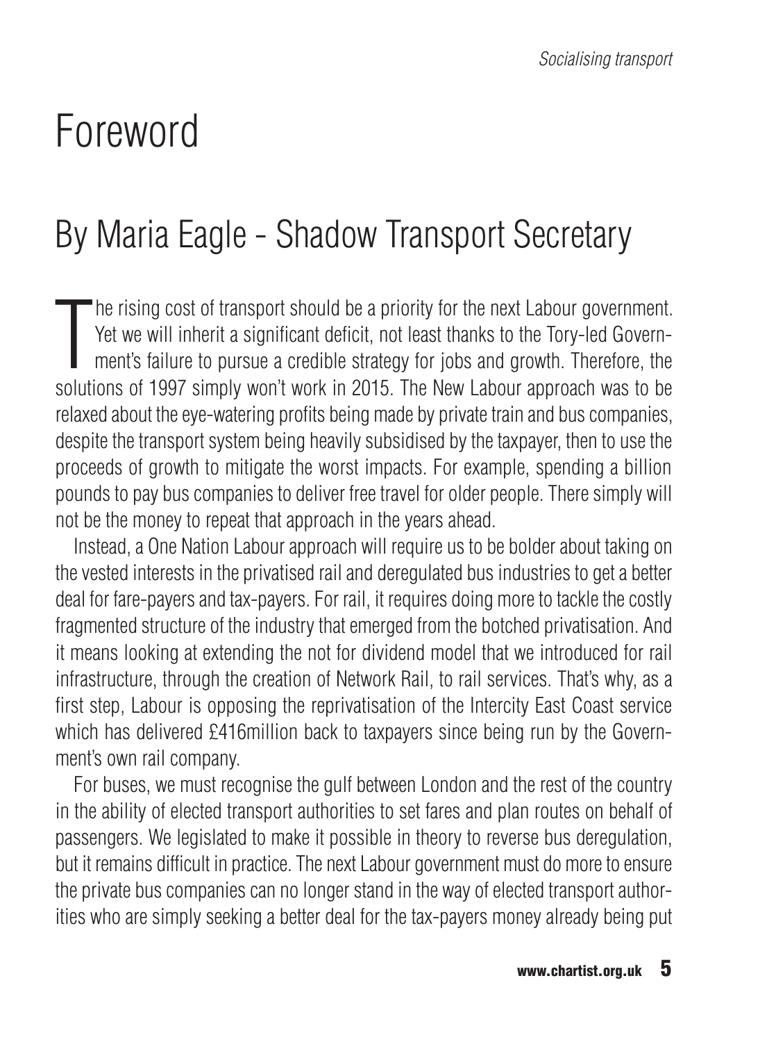# Foreword

## By Maria Eagle - Shadow Transport Secretary

The rising cost of transport should be a priority for the next Labour government. Yet we will inherit a significant deficit, not least thanks to the Tory-led Government's failure to pursue a credible strategy for jobs and growth. Therefore, the solutions of 1997 simply won't work in 2015. The New Labour approach was to be relaxed about the eye-watering profits being made by private train and bus companies, despite the transport system being heavily subsidised by the taxpayer, then to use the proceeds of growth to mitigate the worst impacts. For example, spending a billion pounds to pay bus companies to deliver free travel for older people. There simply will not be the money to repeat that approach in the years ahead.

Instead, a One Nation Labour approach will require us to be bolder about taking on the vested interests in the privatised rail and deregulated bus industries to get a better deal for fare-payers and tax-payers. For rail, it requires doing more to tackle the costly fragmented structure of the industry that emerged from the botched privatisation. And it means looking at extending the not for dividend model that we introduced for rail infrastructure, through the creation of Network Rail, to rail services. That's why, as a first step, Labour is opposing the reprivatisation of the Intercity East Coast service which has delivered £416million back to taxpayers since being run by the Government's own rail company.

For buses, we must recognise the gulf between London and the rest of the country in the ability of elected transport authorities to set fares and plan routes on behalf of passengers. We legislated to make it possible in theory to reverse bus deregulation, but it remains difficult in practice. The next Labour government must do more to ensure the private bus companies can no longer stand in the way of elected transport authorities who are simply seeking a better deal for the tax-payers money already being put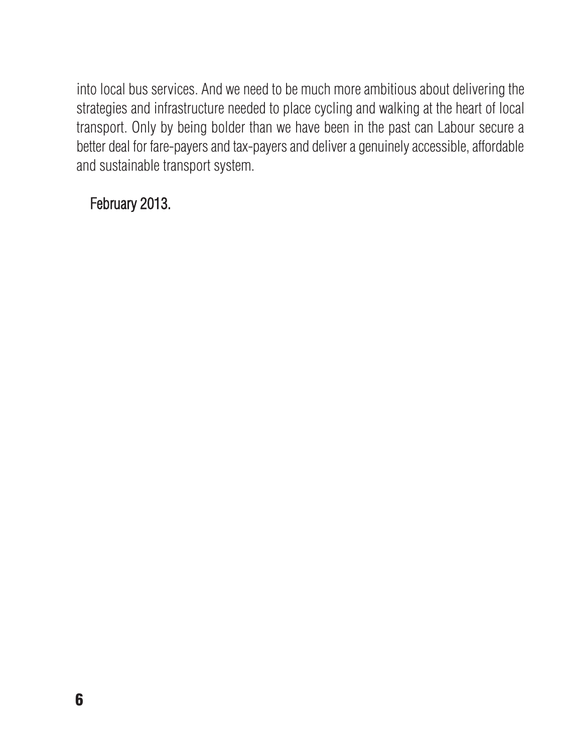into local bus services. And we need to be much more ambitious about delivering the strategies and infrastructure needed to place cycling and walking at the heart of local transport. Only by being bolder than we have been in the past can Labour secure a better deal for fare-payers and tax-payers and deliver a genuinely accessible, affordable and sustainable transport system.

February 2013.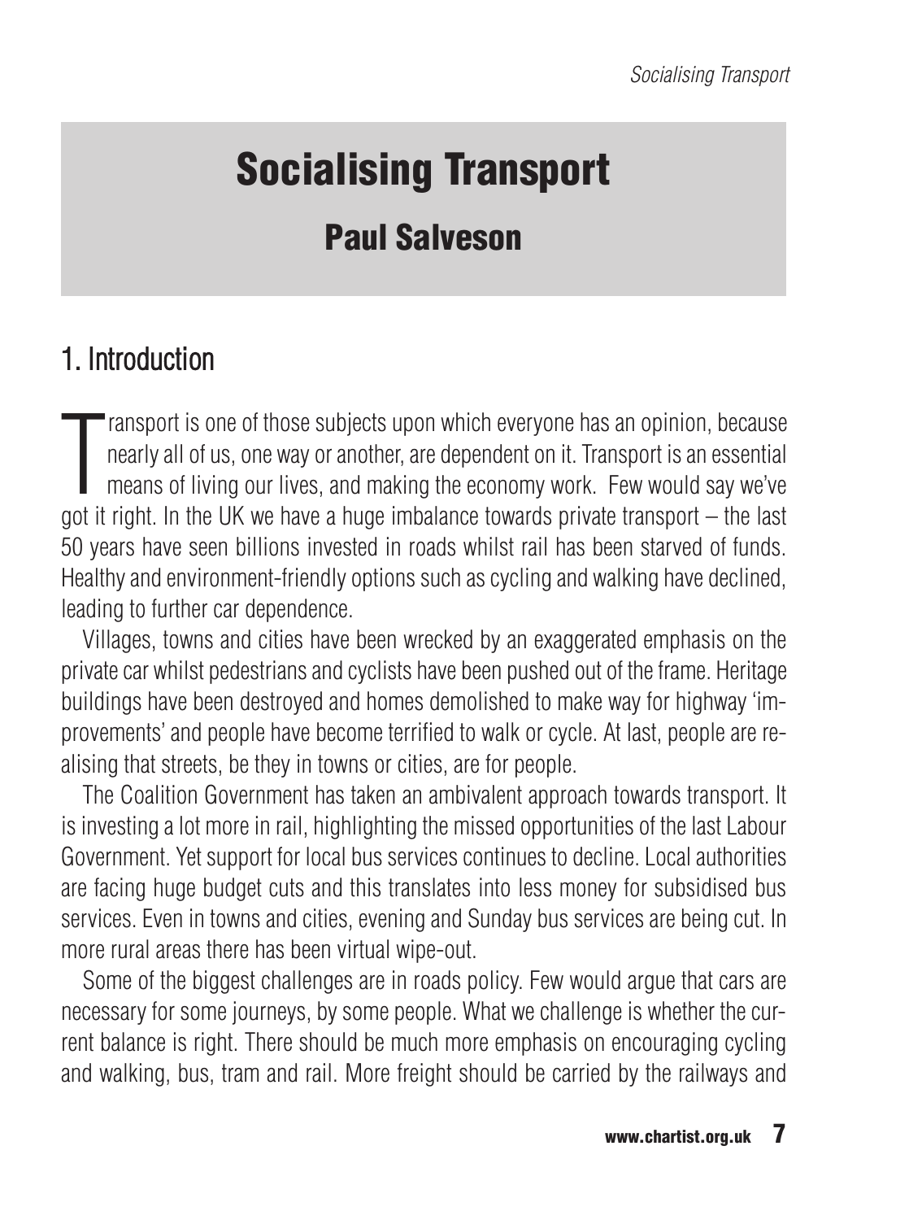# Socialising Transport

## Paul Salveson

## 1. Introduction

Transport is one of those subjects upon which everyone has an opinion, because nearly all of us, one way or another, are dependent on it. Transport is an essential means of living our lives, and making the economy work. Few would say we've got it right. In the UK we have a huge imbalance towards private transport – the last 50 years have seen billions invested in roads whilst rail has been starved of funds. Healthy and environment-friendly options such as cycling and walking have declined, leading to further car dependence.

Villages, towns and cities have been wrecked by an exaggerated emphasis on the private car whilst pedestrians and cyclists have been pushed out of the frame. Heritage buildings have been destroyed and homes demolished to make way for highway 'improvements' and people have become terrified to walk or cycle. At last, people are realising that streets, be they in towns or cities, are for people.

The Coalition Government has taken an ambivalent approach towards transport. It is investing a lot more in rail, highlighting the missed opportunities of the last Labour Government. Yet support for local bus services continues to decline. Local authorities are facing huge budget cuts and this translates into less money for subsidised bus services. Even in towns and cities, evening and Sunday bus services are being cut. In more rural areas there has been virtual wipe-out.

Some of the biggest challenges are in roads policy. Few would argue that cars are necessary for some journeys, by some people. What we challenge is whether the current balance is right. There should be much more emphasis on encouraging cycling and walking, bus, tram and rail. More freight should be carried by the railways and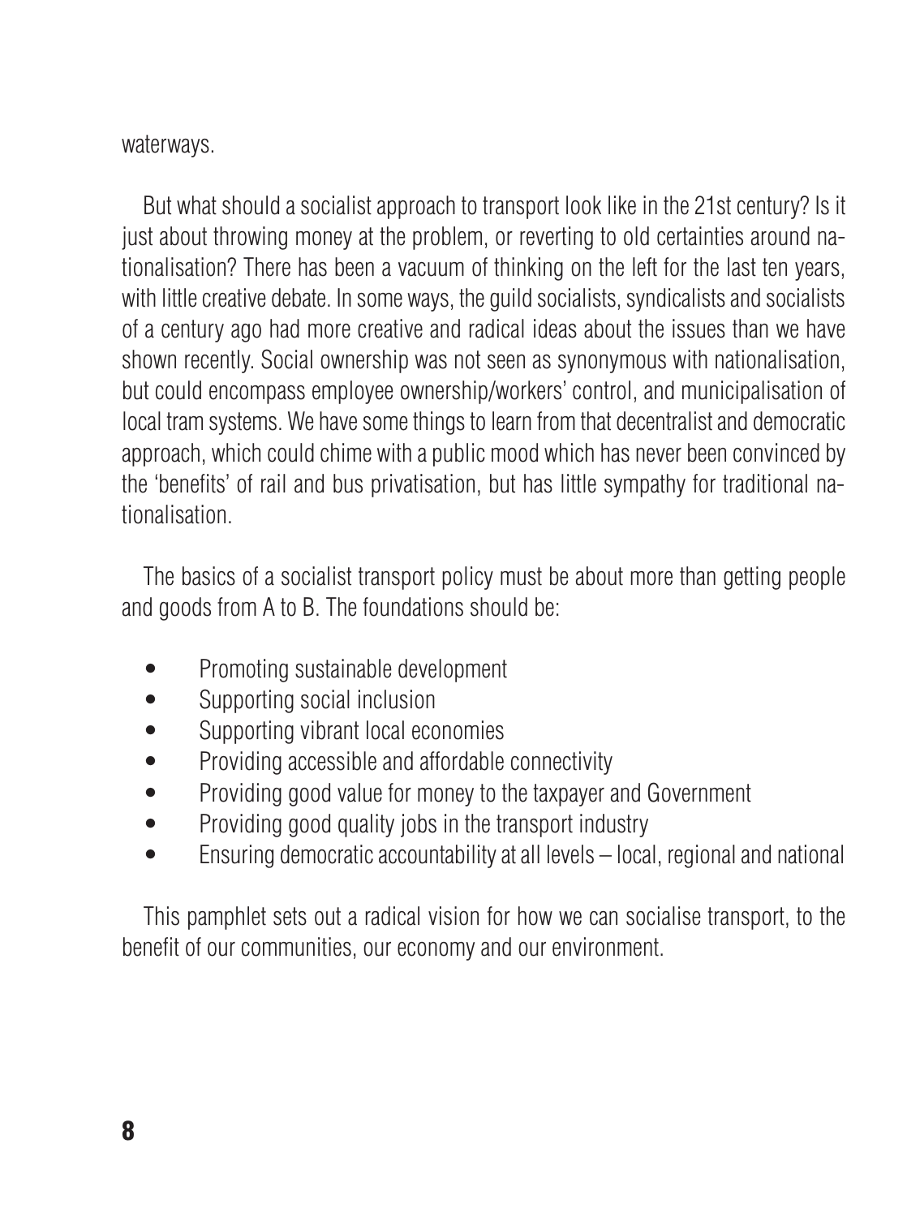waterways.

But what should a socialist approach to transport look like in the 21st century? Is it just about throwing money at the problem, or reverting to old certainties around nationalisation? There has been a vacuum of thinking on the left for the last ten years, with little creative debate. In some ways, the guild socialists, syndicalists and socialists of a century ago had more creative and radical ideas about the issues than we have shown recently. Social ownership was not seen as synonymous with nationalisation, but could encompass employee ownership/workers' control, and municipalisation of local tram systems. We have some things to learn from that decentralist and democratic approach, which could chime with a public mood which has never been convinced by the 'benefits' of rail and bus privatisation, but has little sympathy for traditional nationalisation.

The basics of a socialist transport policy must be about more than getting people and goods from A to B. The foundations should be:

- Promoting sustainable development
- Supporting social inclusion
- Supporting vibrant local economies
- Providing accessible and affordable connectivity
- Providing good value for money to the taxpayer and Government
- Providing good quality jobs in the transport industry
- Ensuring democratic accountability at all levels – local, regional and national

This pamphlet sets out a radical vision for how we can socialise transport, to the benefit of our communities, our economy and our environment.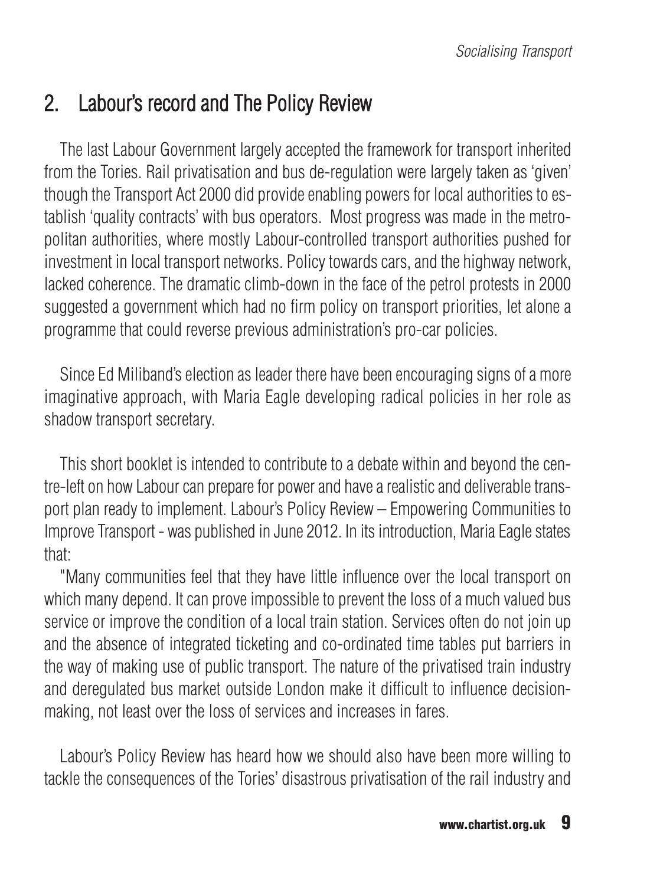## 2. Labour's record and The Policy Review

The last Labour Government largely accepted the framework for transport inherited from the Tories. Rail privatisation and bus de-regulation were largely taken as 'given' though the Transport Act 2000 did provide enabling powers for local authorities to establish 'quality contracts' with bus operators. Most progress was made in the metropolitan authorities, where mostly Labour-controlled transport authorities pushed for investment in local transport networks. Policy towards cars, and the highway network, lacked coherence. The dramatic climb-down in the face of the petrol protests in 2000 suggested a government which had no firm policy on transport priorities, let alone a programme that could reverse previous administration's pro-car policies.

Since Ed Miliband's election as leader there have been encouraging signs of a more imaginative approach, with Maria Eagle developing radical policies in her role as shadow transport secretary.

This short booklet is intended to contribute to a debate within and beyond the centre-left on how Labour can prepare for power and have a realistic and deliverable transport plan ready to implement. Labour's Policy Review – Empowering Communities to Improve Transport - was published in June 2012. In its introduction, Maria Eagle states that:

"Many communities feel that they have little influence over the local transport on which many depend. It can prove impossible to prevent the loss of a much valued bus service or improve the condition of a local train station. Services often do not join up and the absence of integrated ticketing and co-ordinated time tables put barriers in the way of making use of public transport. The nature of the privatised train industry and deregulated bus market outside London make it difficult to influence decision-making, not least over the loss of services and increases in fares.

Labour's Policy Review has heard how we should also have been more willing to tackle the consequences of the Tories' disastrous privatisation of the rail industry and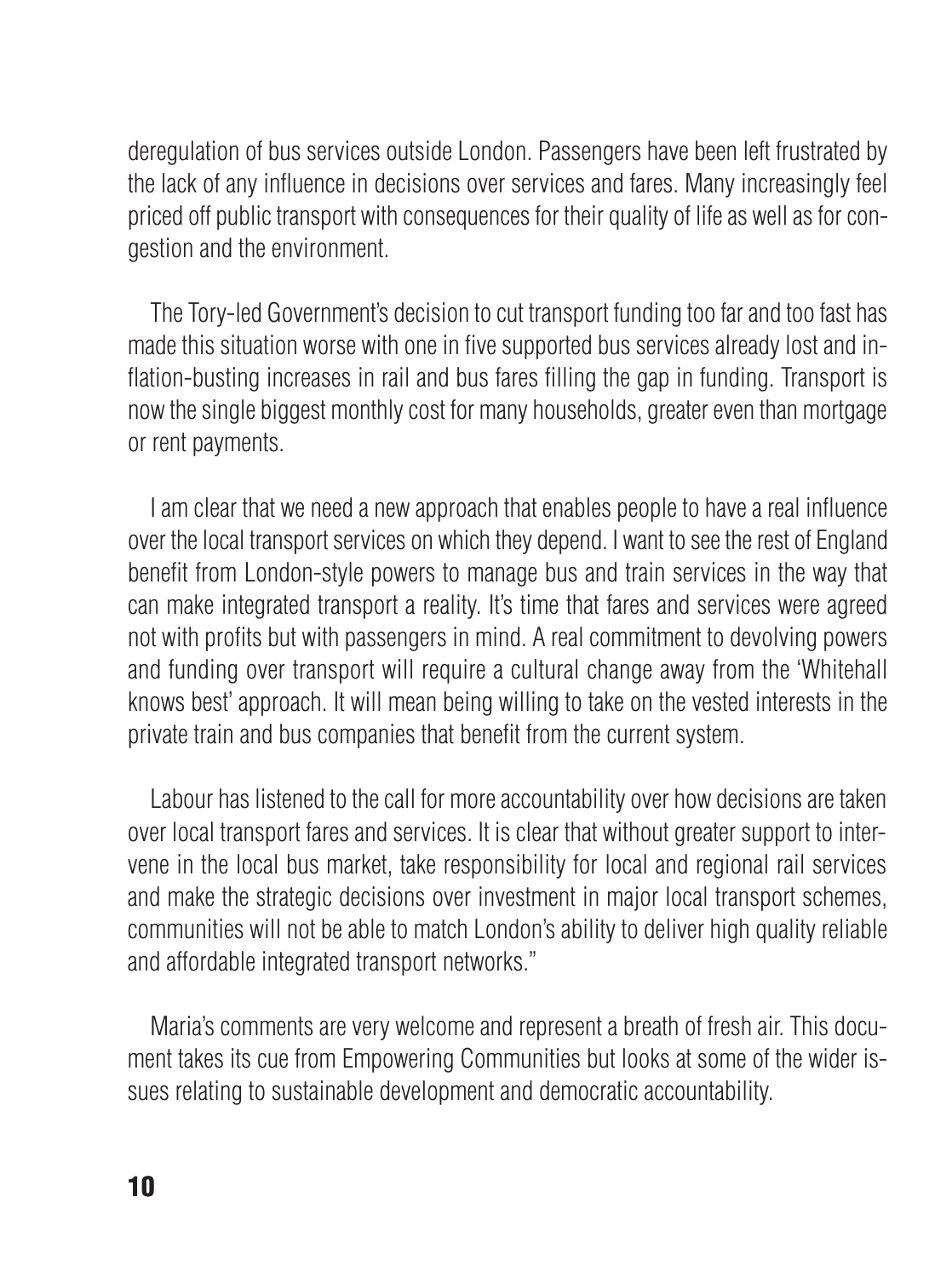deregulation of bus services outside London. Passengers have been left frustrated by the lack of any influence in decisions over services and fares. Many increasingly feel priced off public transport with consequences for their quality of life as well as for congestion and the environment.

The Tory-led Government's decision to cut transport funding too far and too fast has made this situation worse with one in five supported bus services already lost and inflation-busting increases in rail and bus fares filling the gap in funding. Transport is now the single biggest monthly cost for many households, greater even than mortgage or rent payments.

I am clear that we need a new approach that enables people to have a real influence over the local transport services on which they depend. I want to see the rest of England benefit from London-style powers to manage bus and train services in the way that can make integrated transport a reality. It's time that fares and services were agreed not with profits but with passengers in mind. A real commitment to devolving powers and funding over transport will require a cultural change away from the 'Whitehall knows best' approach. It will mean being willing to take on the vested interests in the private train and bus companies that benefit from the current system.

Labour has listened to the call for more accountability over how decisions are taken over local transport fares and services. It is clear that without greater support to intervene in the local bus market, take responsibility for local and regional rail services and make the strategic decisions over investment in major local transport schemes, communities will not be able to match London's ability to deliver high quality reliable and affordable integrated transport networks."

Maria's comments are very welcome and represent a breath of fresh air. This document takes its cue from Empowering Communities but looks at some of the wider issues relating to sustainable development and democratic accountability.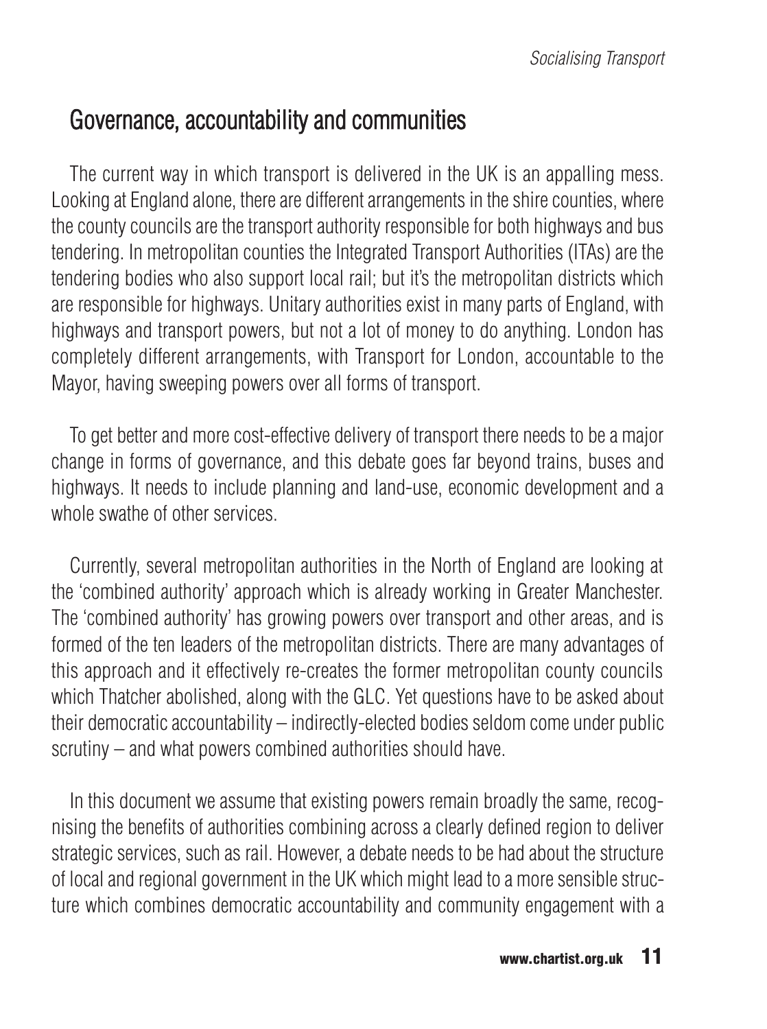## Governance, accountability and communities

The current way in which transport is delivered in the UK is an appalling mess. Looking at England alone, there are different arrangements in the shire counties, where the county councils are the transport authority responsible for both highways and bus tendering. In metropolitan counties the Integrated Transport Authorities (ITAs) are the tendering bodies who also support local rail; but it's the metropolitan districts which are responsible for highways. Unitary authorities exist in many parts of England, with highways and transport powers, but not a lot of money to do anything. London has completely different arrangements, with Transport for London, accountable to the Mayor, having sweeping powers over all forms of transport.

To get better and more cost-effective delivery of transport there needs to be a major change in forms of governance, and this debate goes far beyond trains, buses and highways. It needs to include planning and land-use, economic development and a whole swathe of other services.

Currently, several metropolitan authorities in the North of England are looking at the 'combined authority' approach which is already working in Greater Manchester. The 'combined authority' has growing powers over transport and other areas, and is formed of the ten leaders of the metropolitan districts. There are many advantages of this approach and it effectively re-creates the former metropolitan county councils which Thatcher abolished, along with the GLC. Yet questions have to be asked about their democratic accountability – indirectly-elected bodies seldom come under public scrutiny – and what powers combined authorities should have.

In this document we assume that existing powers remain broadly the same, recognising the benefits of authorities combining across a clearly defined region to deliver strategic services, such as rail. However, a debate needs to be had about the structure of local and regional government in the UK which might lead to a more sensible structure which combines democratic accountability and community engagement with a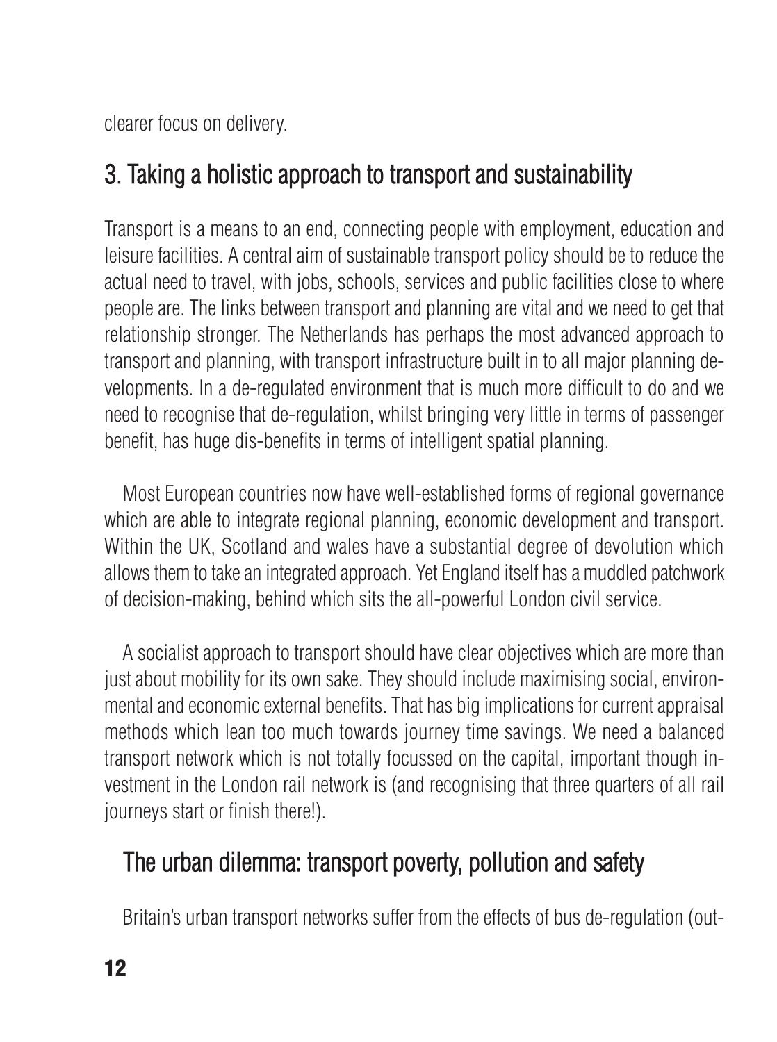clearer focus on delivery.

## 3. Taking a holistic approach to transport and sustainability

Transport is a means to an end, connecting people with employment, education and leisure facilities. A central aim of sustainable transport policy should be to reduce the actual need to travel, with jobs, schools, services and public facilities close to where people are. The links between transport and planning are vital and we need to get that relationship stronger. The Netherlands has perhaps the most advanced approach to transport and planning, with transport infrastructure built in to all major planning developments. In a de-regulated environment that is much more difficult to do and we need to recognise that de-regulation, whilst bringing very little in terms of passenger benefit, has huge dis-benefits in terms of intelligent spatial planning.

Most European countries now have well-established forms of regional governance which are able to integrate regional planning, economic development and transport. Within the UK, Scotland and wales have a substantial degree of devolution which allows them to take an integrated approach. Yet England itself has a muddled patchwork of decision-making, behind which sits the all-powerful London civil service.

A socialist approach to transport should have clear objectives which are more than just about mobility for its own sake. They should include maximising social, environmental and economic external benefits. That has big implications for current appraisal methods which lean too much towards journey time savings. We need a balanced transport network which is not totally focussed on the capital, important though investment in the London rail network is (and recognising that three quarters of all rail journeys start or finish there!).

### The urban dilemma: transport poverty, pollution and safety

Britain's urban transport networks suffer from the effects of bus de-regulation (out-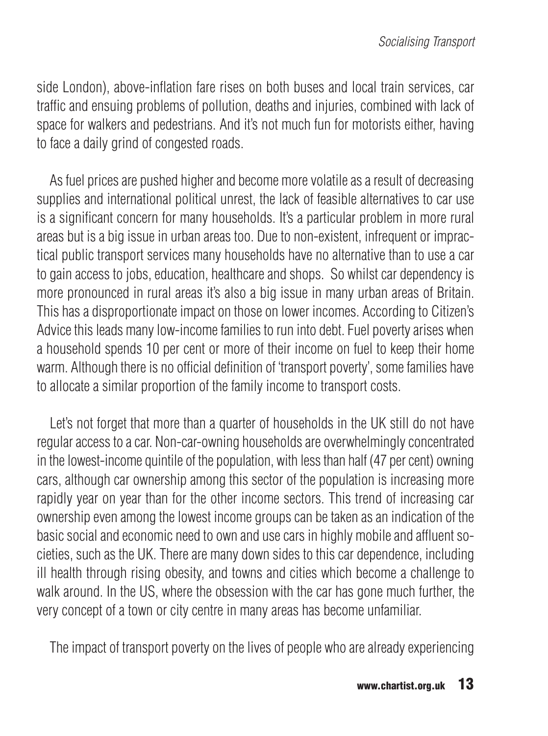side London), above-inflation fare rises on both buses and local train services, car traffic and ensuing problems of pollution, deaths and injuries, combined with lack of space for walkers and pedestrians. And it's not much fun for motorists either, having to face a daily grind of congested roads.

As fuel prices are pushed higher and become more volatile as a result of decreasing supplies and international political unrest, the lack of feasible alternatives to car use is a significant concern for many households. It's a particular problem in more rural areas but is a big issue in urban areas too. Due to non-existent, infrequent or impractical public transport services many households have no alternative than to use a car to gain access to jobs, education, healthcare and shops. So whilst car dependency is more pronounced in rural areas it's also a big issue in many urban areas of Britain. This has a disproportionate impact on those on lower incomes. According to Citizen's Advice this leads many low-income families to run into debt. Fuel poverty arises when a household spends 10 per cent or more of their income on fuel to keep their home warm. Although there is no official definition of 'transport poverty', some families have to allocate a similar proportion of the family income to transport costs.

Let's not forget that more than a quarter of households in the UK still do not have regular access to a car. Non-car-owning households are overwhelmingly concentrated in the lowest-income quintile of the population, with less than half (47 per cent) owning cars, although car ownership among this sector of the population is increasing more rapidly year on year than for the other income sectors. This trend of increasing car ownership even among the lowest income groups can be taken as an indication of the basic social and economic need to own and use cars in highly mobile and affluent societies, such as the UK. There are many down sides to this car dependence, including ill health through rising obesity, and towns and cities which become a challenge to walk around. In the US, where the obsession with the car has gone much further, the very concept of a town or city centre in many areas has become unfamiliar.

The impact of transport poverty on the lives of people who are already experiencing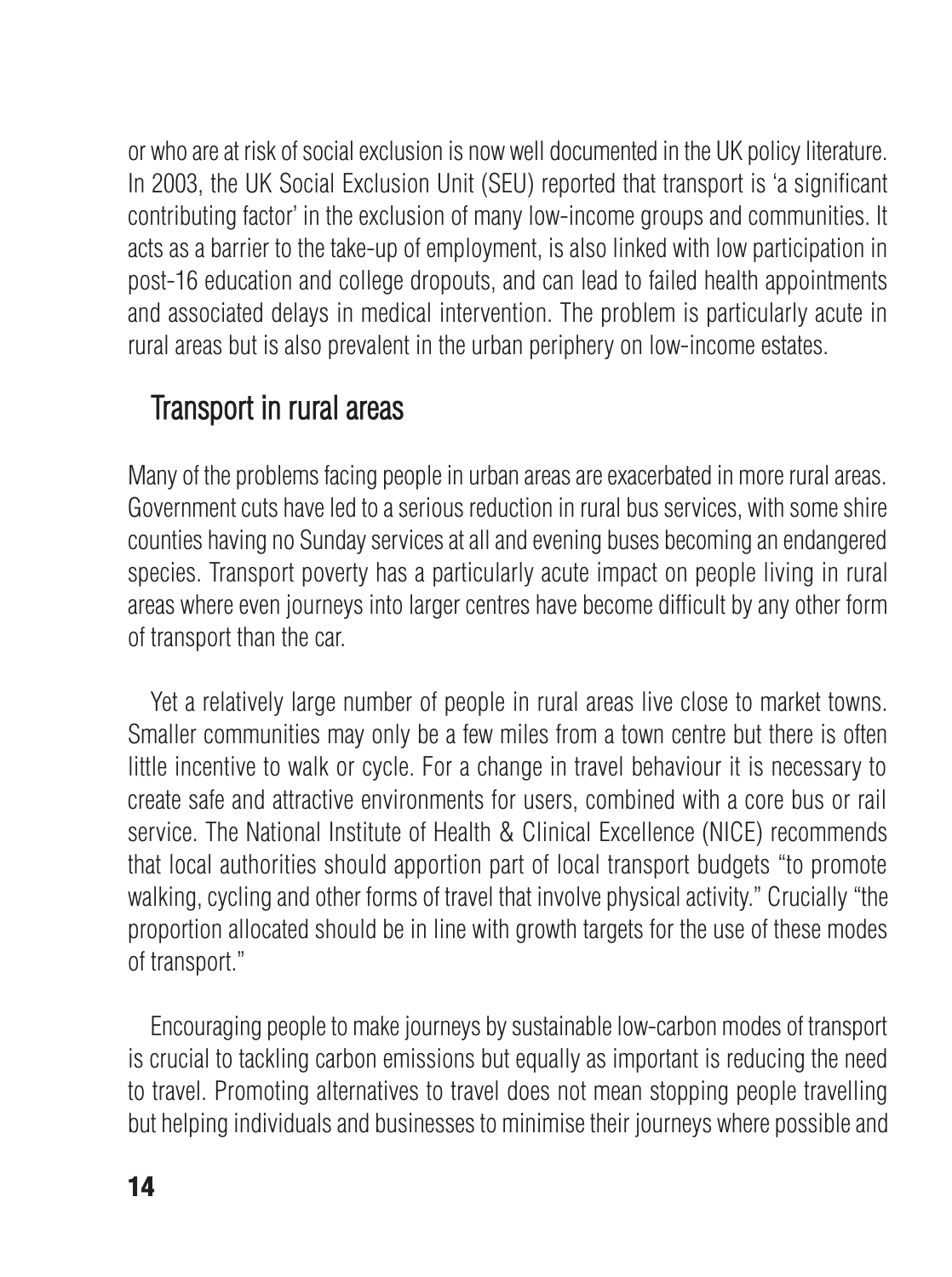or who are at risk of social exclusion is now well documented in the UK policy literature. In 2003, the UK Social Exclusion Unit (SEU) reported that transport is 'a significant contributing factor' in the exclusion of many low-income groups and communities. It acts as a barrier to the take-up of employment, is also linked with low participation in post-16 education and college dropouts, and can lead to failed health appointments and associated delays in medical intervention. The problem is particularly acute in rural areas but is also prevalent in the urban periphery on low-income estates.

## Transport in rural areas

Many of the problems facing people in urban areas are exacerbated in more rural areas. Government cuts have led to a serious reduction in rural bus services, with some shire counties having no Sunday services at all and evening buses becoming an endangered species. Transport poverty has a particularly acute impact on people living in rural areas where even journeys into larger centres have become difficult by any other form of transport than the car.

Yet a relatively large number of people in rural areas live close to market towns. Smaller communities may only be a few miles from a town centre but there is often little incentive to walk or cycle. For a change in travel behaviour it is necessary to create safe and attractive environments for users, combined with a core bus or rail service. The National Institute of Health & Clinical Excellence (NICE) recommends that local authorities should apportion part of local transport budgets "to promote walking, cycling and other forms of travel that involve physical activity." Crucially "the proportion allocated should be in line with growth targets for the use of these modes of transport."

Encouraging people to make journeys by sustainable low-carbon modes of transport is crucial to tackling carbon emissions but equally as important is reducing the need to travel. Promoting alternatives to travel does not mean stopping people travelling but helping individuals and businesses to minimise their journeys where possible and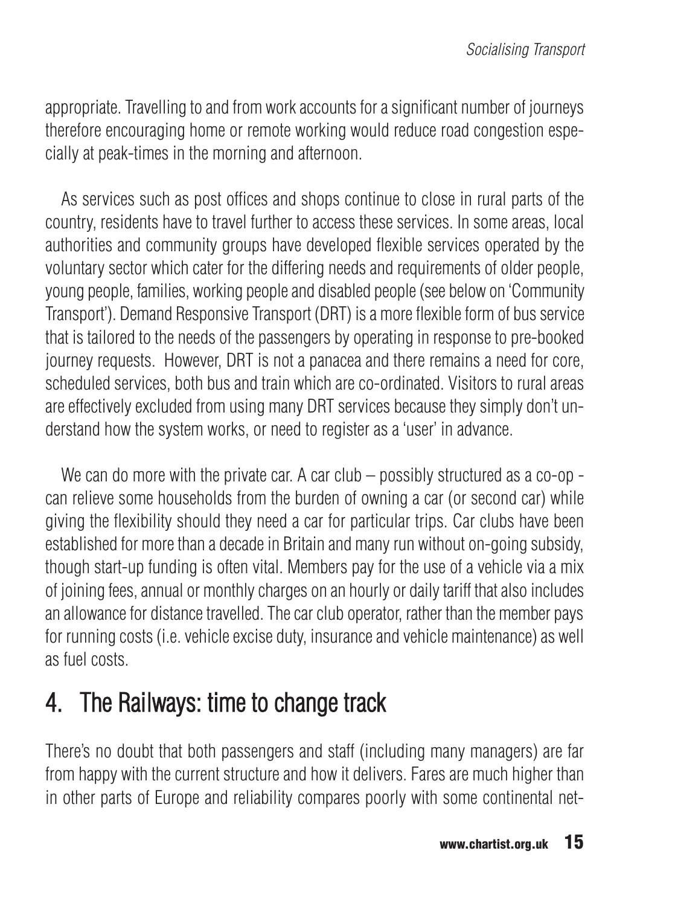appropriate. Travelling to and from work accounts for a significant number of journeys therefore encouraging home or remote working would reduce road congestion especially at peak-times in the morning and afternoon.

As services such as post offices and shops continue to close in rural parts of the country, residents have to travel further to access these services. In some areas, local authorities and community groups have developed flexible services operated by the voluntary sector which cater for the differing needs and requirements of older people, young people, families, working people and disabled people (see below on 'Community Transport'). Demand Responsive Transport (DRT) is a more flexible form of bus service that is tailored to the needs of the passengers by operating in response to pre-booked journey requests. However, DRT is not a panacea and there remains a need for core, scheduled services, both bus and train which are co-ordinated. Visitors to rural areas are effectively excluded from using many DRT services because they simply don't understand how the system works, or need to register as a 'user' in advance.

We can do more with the private car. A car club – possibly structured as a co-op - can relieve some households from the burden of owning a car (or second car) while giving the flexibility should they need a car for particular trips. Car clubs have been established for more than a decade in Britain and many run without on-going subsidy, though start-up funding is often vital. Members pay for the use of a vehicle via a mix of joining fees, annual or monthly charges on an hourly or daily tariff that also includes an allowance for distance travelled. The car club operator, rather than the member pays for running costs (i.e. vehicle excise duty, insurance and vehicle maintenance) as well as fuel costs.

## 4. The Railways: time to change track

There's no doubt that both passengers and staff (including many managers) are far from happy with the current structure and how it delivers. Fares are much higher than in other parts of Europe and reliability compares poorly with some continental net-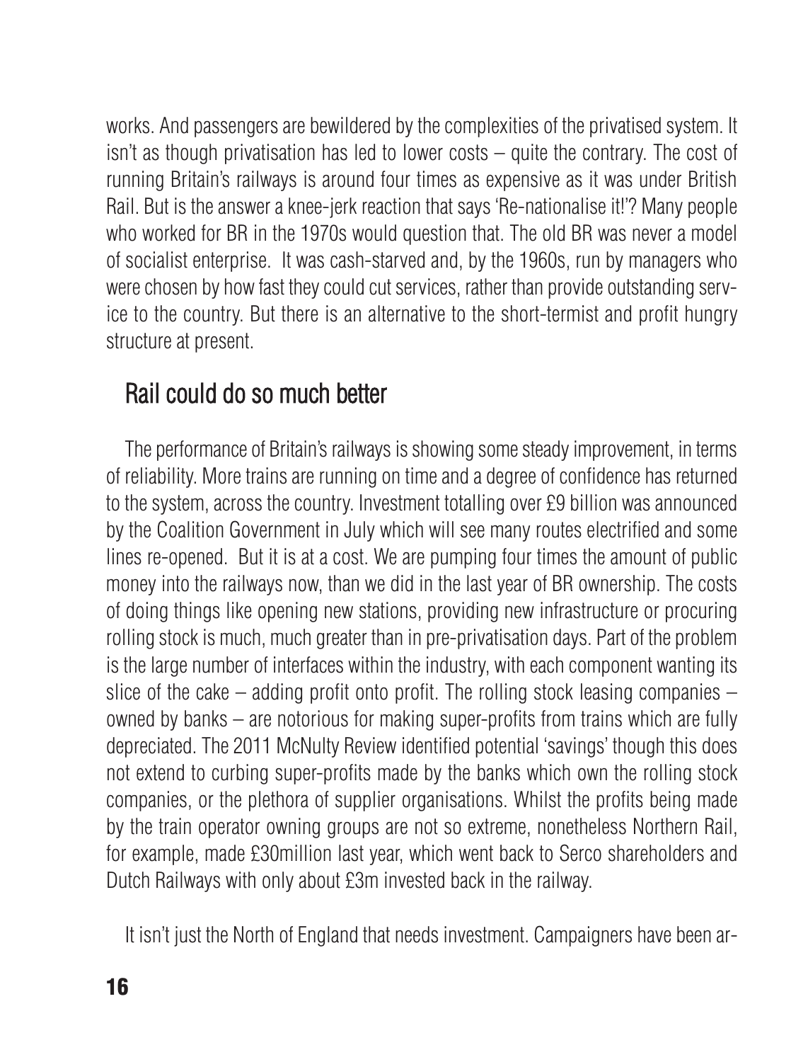works. And passengers are bewildered by the complexities of the privatised system. It isn't as though privatisation has led to lower costs – quite the contrary. The cost of running Britain's railways is around four times as expensive as it was under British Rail. But is the answer a knee-jerk reaction that says 'Re-nationalise it!'? Many people who worked for BR in the 1970s would question that. The old BR was never a model of socialist enterprise. It was cash-starved and, by the 1960s, run by managers who were chosen by how fast they could cut services, rather than provide outstanding service to the country. But there is an alternative to the short-termist and profit hungry structure at present.

## Rail could do so much better

The performance of Britain's railways is showing some steady improvement, in terms of reliability. More trains are running on time and a degree of confidence has returned to the system, across the country. Investment totalling over £9 billion was announced by the Coalition Government in July which will see many routes electrified and some lines re-opened. But it is at a cost. We are pumping four times the amount of public money into the railways now, than we did in the last year of BR ownership. The costs of doing things like opening new stations, providing new infrastructure or procuring rolling stock is much, much greater than in pre-privatisation days. Part of the problem is the large number of interfaces within the industry, with each component wanting its slice of the cake – adding profit onto profit. The rolling stock leasing companies – owned by banks – are notorious for making super-profits from trains which are fully depreciated. The 2011 McNulty Review identified potential 'savings' though this does not extend to curbing super-profits made by the banks which own the rolling stock companies, or the plethora of supplier organisations. Whilst the profits being made by the train operator owning groups are not so extreme, nonetheless Northern Rail, for example, made £30million last year, which went back to Serco shareholders and Dutch Railways with only about £3m invested back in the railway.

It isn't just the North of England that needs investment. Campaigners have been ar-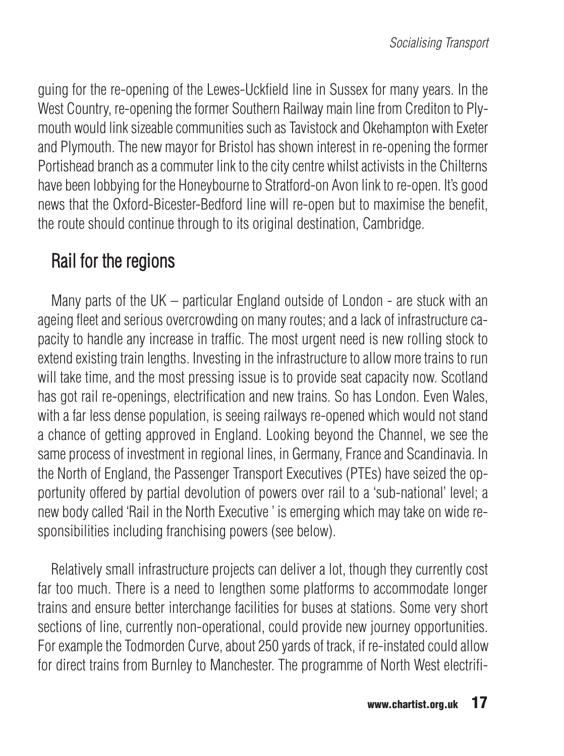guing for the re-opening of the Lewes-Uckfield line in Sussex for many years. In the West Country, re-opening the former Southern Railway main line from Crediton to Plymouth would link sizeable communities such as Tavistock and Okehampton with Exeter and Plymouth. The new mayor for Bristol has shown interest in re-opening the former Portishead branch as a commuter link to the city centre whilst activists in the Chilterns have been lobbying for the Honeybourne to Stratford-on Avon link to re-open. It's good news that the Oxford-Bicester-Bedford line will re-open but to maximise the benefit, the route should continue through to its original destination, Cambridge.

## Rail for the regions

Many parts of the UK – particular England outside of London - are stuck with an ageing fleet and serious overcrowding on many routes; and a lack of infrastructure capacity to handle any increase in traffic. The most urgent need is new rolling stock to extend existing train lengths. Investing in the infrastructure to allow more trains to run will take time, and the most pressing issue is to provide seat capacity now. Scotland has got rail re-openings, electrification and new trains. So has London. Even Wales, with a far less dense population, is seeing railways re-opened which would not stand a chance of getting approved in England. Looking beyond the Channel, we see the same process of investment in regional lines, in Germany, France and Scandinavia. In the North of England, the Passenger Transport Executives (PTEs) have seized the opportunity offered by partial devolution of powers over rail to a 'sub-national' level; a new body called 'Rail in the North Executive ' is emerging which may take on wide responsibilities including franchising powers (see below).

Relatively small infrastructure projects can deliver a lot, though they currently cost far too much. There is a need to lengthen some platforms to accommodate longer trains and ensure better interchange facilities for buses at stations. Some very short sections of line, currently non-operational, could provide new journey opportunities. For example the Todmorden Curve, about 250 yards of track, if re-instated could allow for direct trains from Burnley to Manchester. The programme of North West electrifi-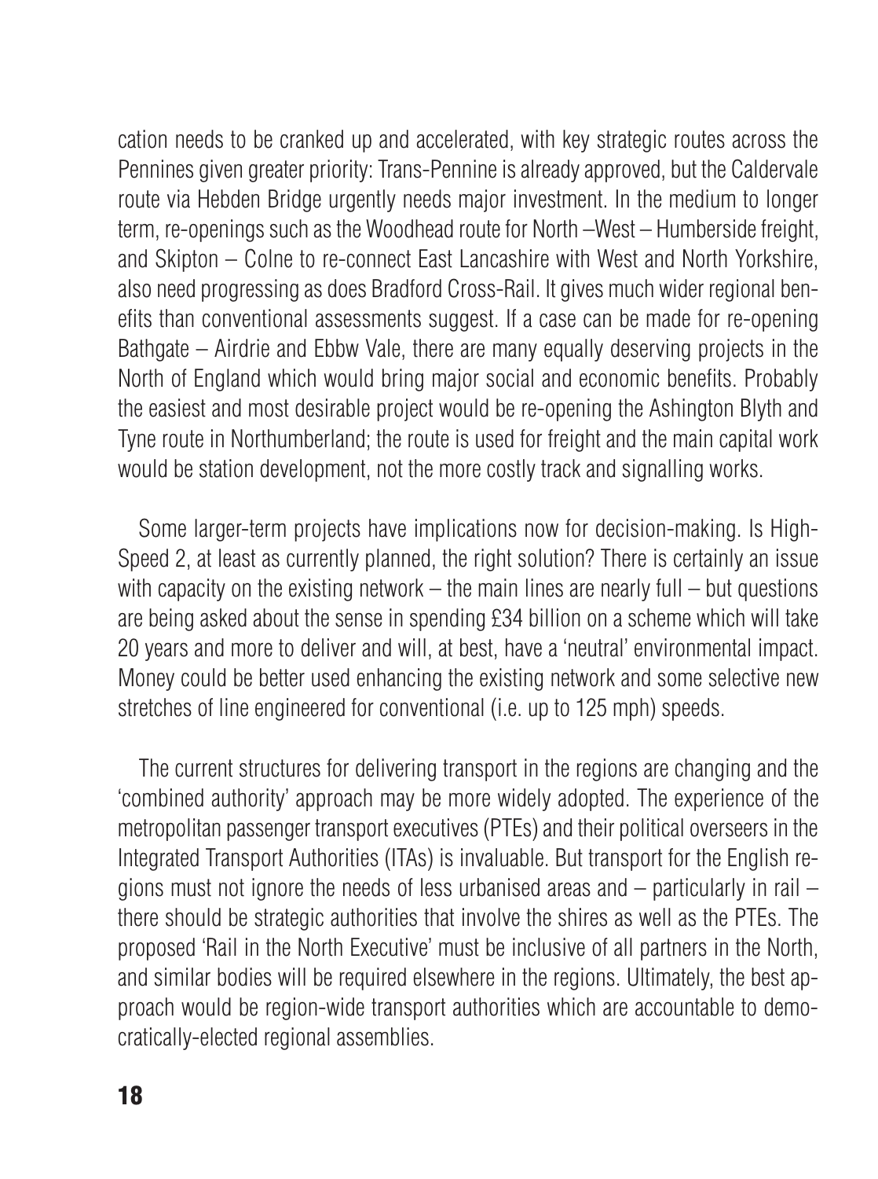cation needs to be cranked up and accelerated, with key strategic routes across the Pennines given greater priority: Trans-Pennine is already approved, but the Caldervale route via Hebden Bridge urgently needs major investment. In the medium to longer term, re-openings such as the Woodhead route for North –West – Humberside freight, and Skipton – Colne to re-connect East Lancashire with West and North Yorkshire, also need progressing as does Bradford Cross-Rail. It gives much wider regional benefits than conventional assessments suggest. If a case can be made for re-opening Bathgate – Airdrie and Ebbw Vale, there are many equally deserving projects in the North of England which would bring major social and economic benefits. Probably the easiest and most desirable project would be re-opening the Ashington Blyth and Tyne route in Northumberland; the route is used for freight and the main capital work would be station development, not the more costly track and signalling works.

Some larger-term projects have implications now for decision-making. Is High-Speed 2, at least as currently planned, the right solution? There is certainly an issue with capacity on the existing network – the main lines are nearly full – but questions are being asked about the sense in spending £34 billion on a scheme which will take 20 years and more to deliver and will, at best, have a 'neutral' environmental impact. Money could be better used enhancing the existing network and some selective new stretches of line engineered for conventional (i.e. up to 125 mph) speeds.

The current structures for delivering transport in the regions are changing and the 'combined authority' approach may be more widely adopted. The experience of the metropolitan passenger transport executives (PTEs) and their political overseers in the Integrated Transport Authorities (ITAs) is invaluable. But transport for the English regions must not ignore the needs of less urbanised areas and – particularly in rail – there should be strategic authorities that involve the shires as well as the PTEs. The proposed 'Rail in the North Executive' must be inclusive of all partners in the North, and similar bodies will be required elsewhere in the regions. Ultimately, the best approach would be region-wide transport authorities which are accountable to democratically-elected regional assemblies.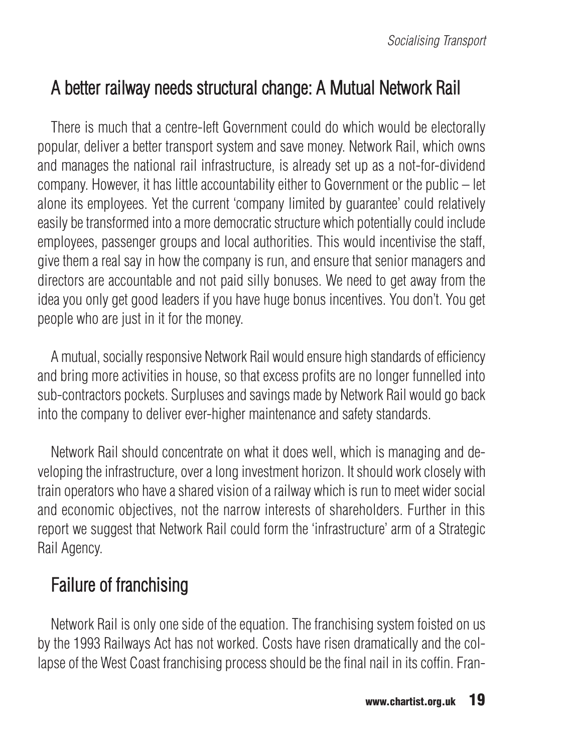## A better railway needs structural change: A Mutual Network Rail

There is much that a centre-left Government could do which would be electorally popular, deliver a better transport system and save money. Network Rail, which owns and manages the national rail infrastructure, is already set up as a not-for-dividend company. However, it has little accountability either to Government or the public – let alone its employees. Yet the current 'company limited by guarantee' could relatively easily be transformed into a more democratic structure which potentially could include employees, passenger groups and local authorities. This would incentivise the staff, give them a real say in how the company is run, and ensure that senior managers and directors are accountable and not paid silly bonuses. We need to get away from the idea you only get good leaders if you have huge bonus incentives. You don't. You get people who are just in it for the money.

A mutual, socially responsive Network Rail would ensure high standards of efficiency and bring more activities in house, so that excess profits are no longer funnelled into sub-contractors pockets. Surpluses and savings made by Network Rail would go back into the company to deliver ever-higher maintenance and safety standards.

Network Rail should concentrate on what it does well, which is managing and developing the infrastructure, over a long investment horizon. It should work closely with train operators who have a shared vision of a railway which is run to meet wider social and economic objectives, not the narrow interests of shareholders. Further in this report we suggest that Network Rail could form the 'infrastructure' arm of a Strategic Rail Agency.

## Failure of franchising

Network Rail is only one side of the equation. The franchising system foisted on us by the 1993 Railways Act has not worked. Costs have risen dramatically and the collapse of the West Coast franchising process should be the final nail in its coffin. Fran-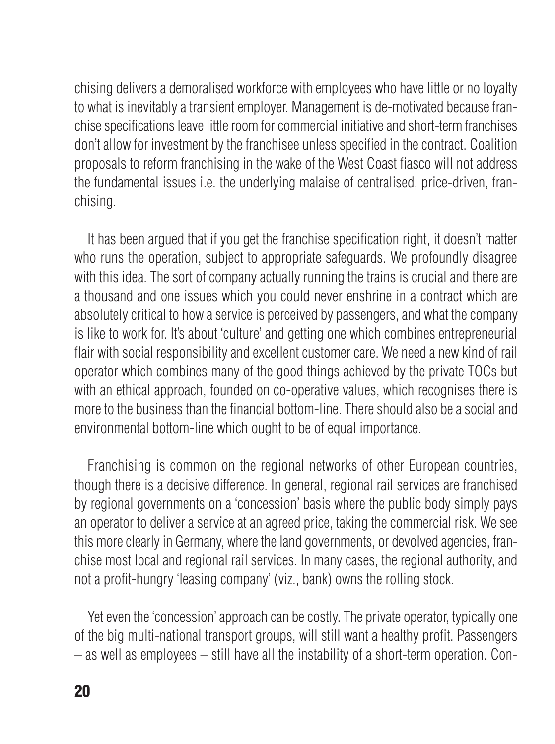chising delivers a demoralised workforce with employees who have little or no loyalty to what is inevitably a transient employer. Management is de-motivated because franchise specifications leave little room for commercial initiative and short-term franchises don't allow for investment by the franchisee unless specified in the contract. Coalition proposals to reform franchising in the wake of the West Coast fiasco will not address the fundamental issues i.e. the underlying malaise of centralised, price-driven, franchising.

It has been argued that if you get the franchise specification right, it doesn't matter who runs the operation, subject to appropriate safeguards. We profoundly disagree with this idea. The sort of company actually running the trains is crucial and there are a thousand and one issues which you could never enshrine in a contract which are absolutely critical to how a service is perceived by passengers, and what the company is like to work for. It's about 'culture' and getting one which combines entrepreneurial flair with social responsibility and excellent customer care. We need a new kind of rail operator which combines many of the good things achieved by the private TOCs but with an ethical approach, founded on co-operative values, which recognises there is more to the business than the financial bottom-line. There should also be a social and environmental bottom-line which ought to be of equal importance.

Franchising is common on the regional networks of other European countries, though there is a decisive difference. In general, regional rail services are franchised by regional governments on a 'concession' basis where the public body simply pays an operator to deliver a service at an agreed price, taking the commercial risk. We see this more clearly in Germany, where the land governments, or devolved agencies, franchise most local and regional rail services. In many cases, the regional authority, and not a profit-hungry 'leasing company' (viz., bank) owns the rolling stock.

Yet even the 'concession' approach can be costly. The private operator, typically one of the big multi-national transport groups, will still want a healthy profit. Passengers – as well as employees – still have all the instability of a short-term operation. Con-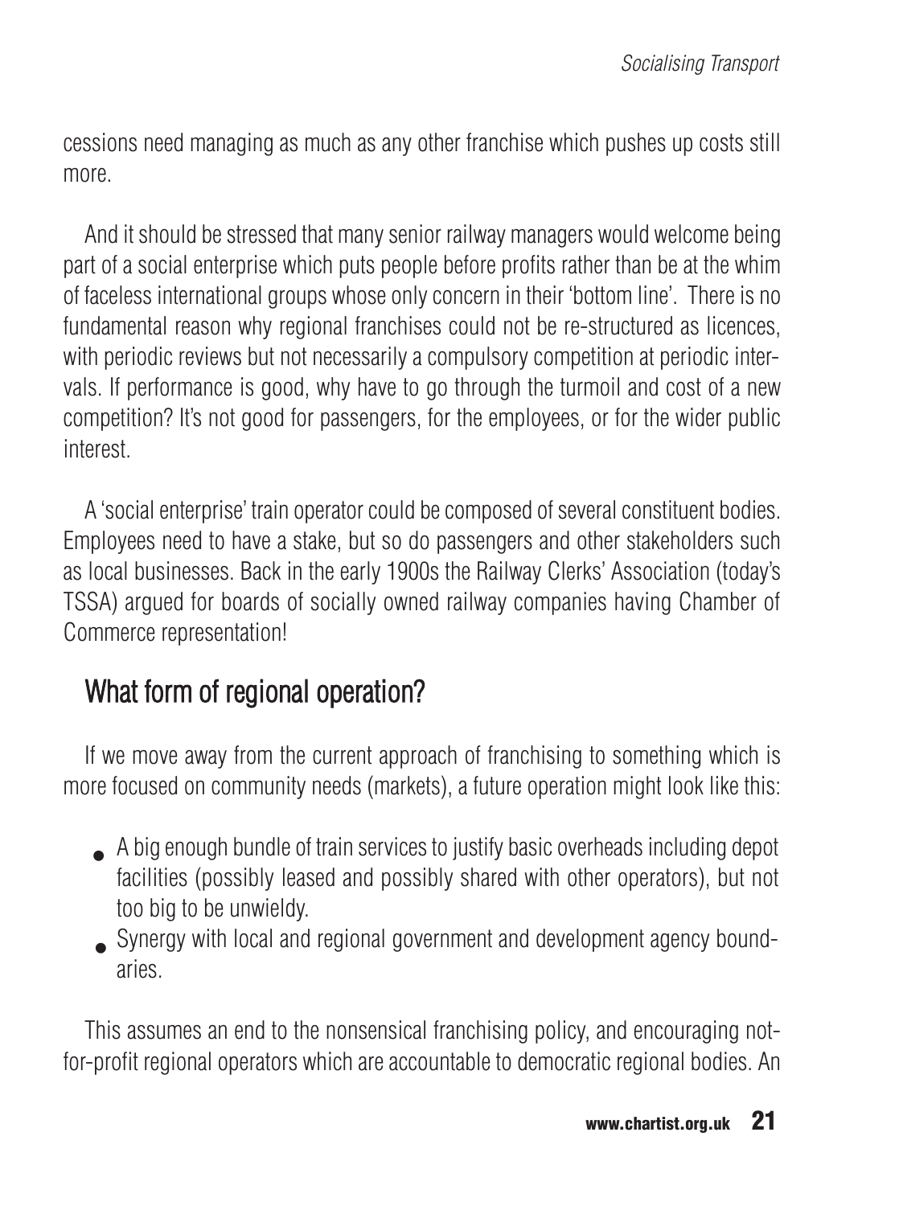cessions need managing as much as any other franchise which pushes up costs still more.

And it should be stressed that many senior railway managers would welcome being part of a social enterprise which puts people before profits rather than be at the whim of faceless international groups whose only concern in their 'bottom line'. There is no fundamental reason why regional franchises could not be re-structured as licences, with periodic reviews but not necessarily a compulsory competition at periodic intervals. If performance is good, why have to go through the turmoil and cost of a new competition? It's not good for passengers, for the employees, or for the wider public interest.

A 'social enterprise' train operator could be composed of several constituent bodies. Employees need to have a stake, but so do passengers and other stakeholders such as local businesses. Back in the early 1900s the Railway Clerks' Association (today's TSSA) argued for boards of socially owned railway companies having Chamber of Commerce representation!

## What form of regional operation?

If we move away from the current approach of franchising to something which is more focused on community needs (markets), a future operation might look like this:

- A big enough bundle of train services to justify basic overheads including depot facilities (possibly leased and possibly shared with other operators), but not too big to be unwieldy.
- Synergy with local and regional government and development agency boundaries.

This assumes an end to the nonsensical franchising policy, and encouraging not-for-profit regional operators which are accountable to democratic regional bodies. An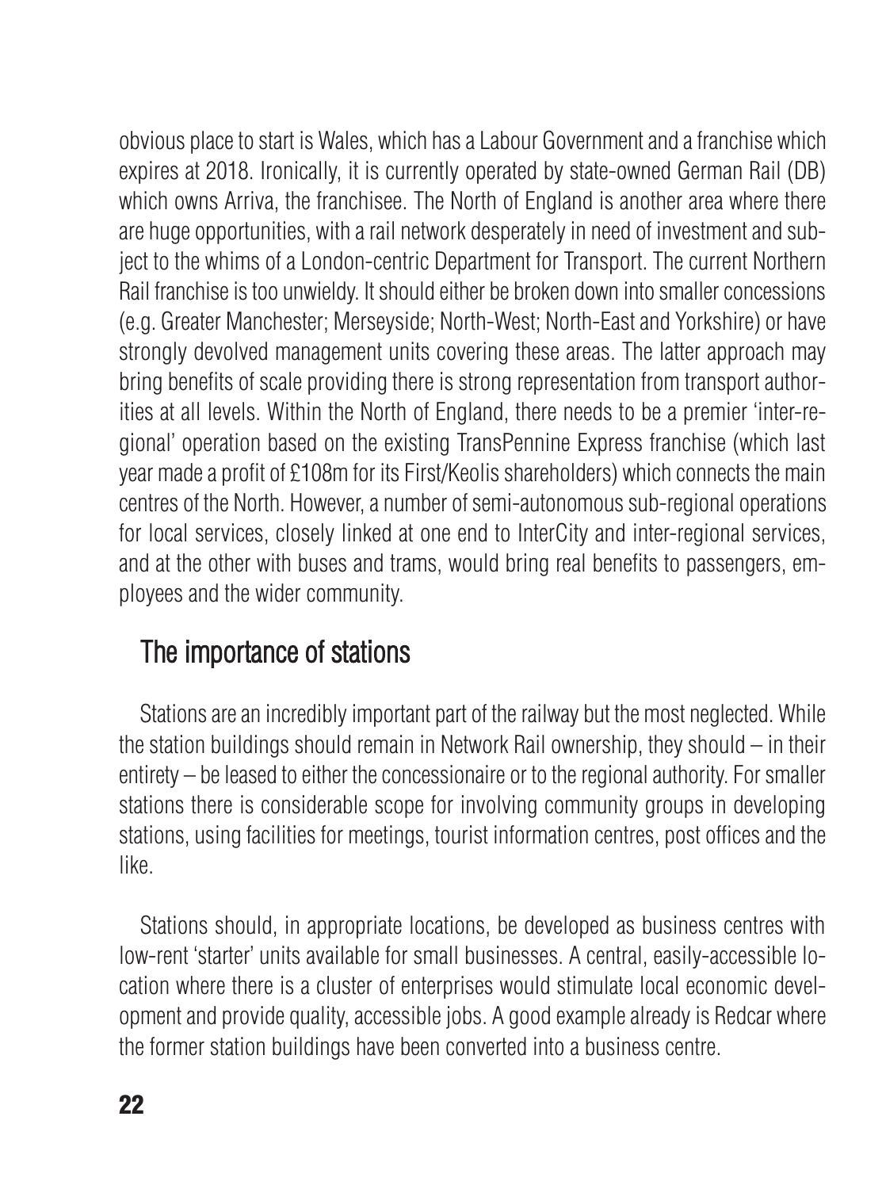obvious place to start is Wales, which has a Labour Government and a franchise which expires at 2018. Ironically, it is currently operated by state-owned German Rail (DB) which owns Arriva, the franchisee. The North of England is another area where there are huge opportunities, with a rail network desperately in need of investment and subject to the whims of a London-centric Department for Transport. The current Northern Rail franchise is too unwieldy. It should either be broken down into smaller concessions (e.g. Greater Manchester; Merseyside; North-West; North-East and Yorkshire) or have strongly devolved management units covering these areas. The latter approach may bring benefits of scale providing there is strong representation from transport authorities at all levels. Within the North of England, there needs to be a premier 'inter-regional' operation based on the existing TransPennine Express franchise (which last year made a profit of £108m for its First/Keolis shareholders) which connects the main centres of the North. However, a number of semi-autonomous sub-regional operations for local services, closely linked at one end to InterCity and inter-regional services, and at the other with buses and trams, would bring real benefits to passengers, employees and the wider community.

## The importance of stations

Stations are an incredibly important part of the railway but the most neglected. While the station buildings should remain in Network Rail ownership, they should – in their entirety – be leased to either the concessionaire or to the regional authority. For smaller stations there is considerable scope for involving community groups in developing stations, using facilities for meetings, tourist information centres, post offices and the like.

Stations should, in appropriate locations, be developed as business centres with low-rent 'starter' units available for small businesses. A central, easily-accessible location where there is a cluster of enterprises would stimulate local economic development and provide quality, accessible jobs. A good example already is Redcar where the former station buildings have been converted into a business centre.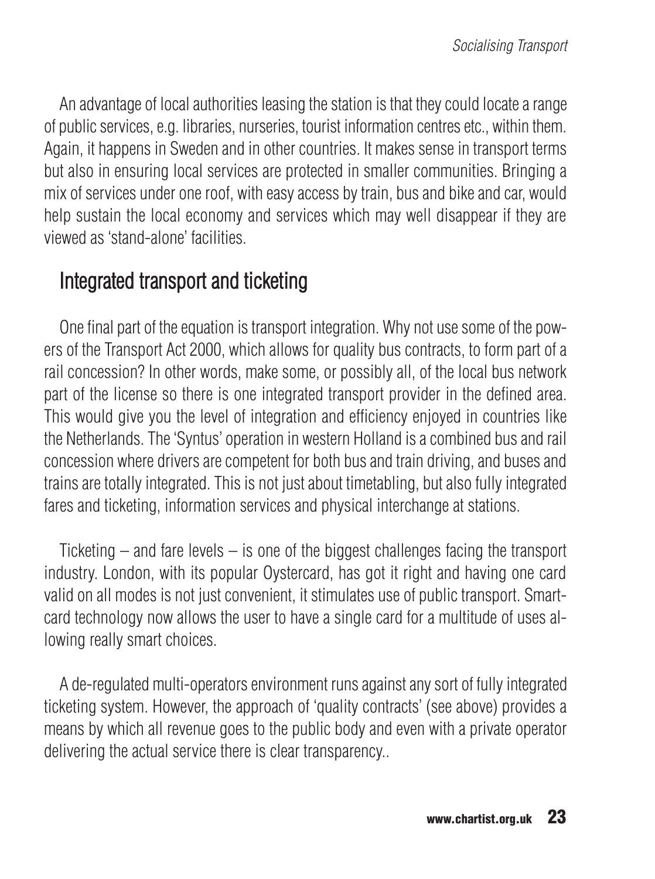An advantage of local authorities leasing the station is that they could locate a range of public services, e.g. libraries, nurseries, tourist information centres etc., within them. Again, it happens in Sweden and in other countries. It makes sense in transport terms but also in ensuring local services are protected in smaller communities. Bringing a mix of services under one roof, with easy access by train, bus and bike and car, would help sustain the local economy and services which may well disappear if they are viewed as 'stand-alone' facilities.

## Integrated transport and ticketing

One final part of the equation is transport integration. Why not use some of the powers of the Transport Act 2000, which allows for quality bus contracts, to form part of a rail concession? In other words, make some, or possibly all, of the local bus network part of the license so there is one integrated transport provider in the defined area. This would give you the level of integration and efficiency enjoyed in countries like the Netherlands. The 'Syntus' operation in western Holland is a combined bus and rail concession where drivers are competent for both bus and train driving, and buses and trains are totally integrated. This is not just about timetabling, but also fully integrated fares and ticketing, information services and physical interchange at stations.

Ticketing – and fare levels – is one of the biggest challenges facing the transport industry. London, with its popular Oystercard, has got it right and having one card valid on all modes is not just convenient, it stimulates use of public transport. Smartcard technology now allows the user to have a single card for a multitude of uses allowing really smart choices.

A de-regulated multi-operators environment runs against any sort of fully integrated ticketing system. However, the approach of 'quality contracts' (see above) provides a means by which all revenue goes to the public body and even with a private operator delivering the actual service there is clear transparency..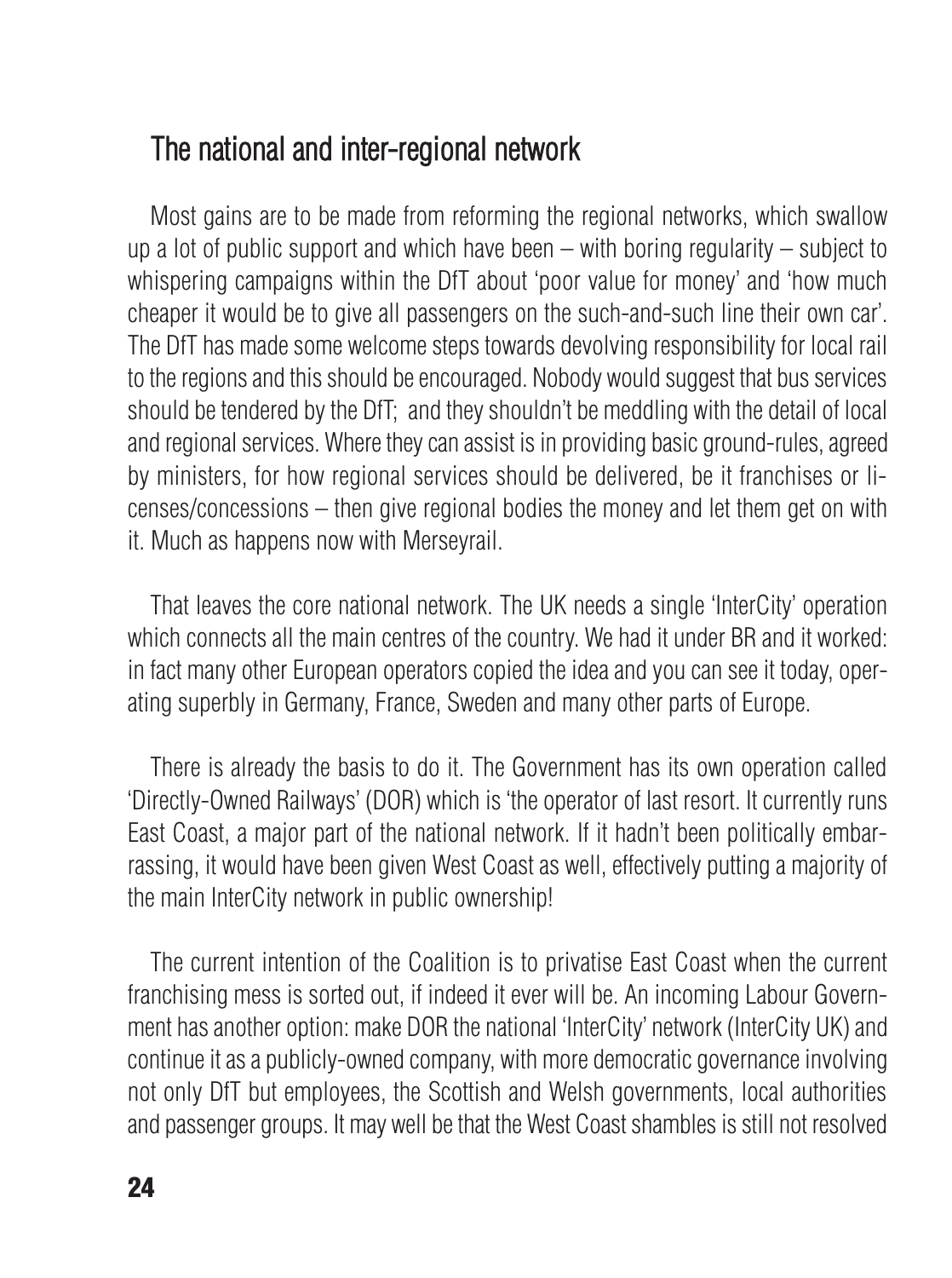## The national and inter-regional network

Most gains are to be made from reforming the regional networks, which swallow up a lot of public support and which have been – with boring regularity – subject to whispering campaigns within the DfT about 'poor value for money' and 'how much cheaper it would be to give all passengers on the such-and-such line their own car'. The DfT has made some welcome steps towards devolving responsibility for local rail to the regions and this should be encouraged. Nobody would suggest that bus services should be tendered by the DfT; and they shouldn't be meddling with the detail of local and regional services. Where they can assist is in providing basic ground-rules, agreed by ministers, for how regional services should be delivered, be it franchises or licenses/concessions – then give regional bodies the money and let them get on with it. Much as happens now with Merseyrail.

That leaves the core national network. The UK needs a single 'InterCity' operation which connects all the main centres of the country. We had it under BR and it worked: in fact many other European operators copied the idea and you can see it today, operating superbly in Germany, France, Sweden and many other parts of Europe.

There is already the basis to do it. The Government has its own operation called 'Directly-Owned Railways' (DOR) which is 'the operator of last resort. It currently runs East Coast, a major part of the national network. If it hadn't been politically embarrassing, it would have been given West Coast as well, effectively putting a majority of the main InterCity network in public ownership!

The current intention of the Coalition is to privatise East Coast when the current franchising mess is sorted out, if indeed it ever will be. An incoming Labour Government has another option: make DOR the national 'InterCity' network (InterCity UK) and continue it as a publicly-owned company, with more democratic governance involving not only DfT but employees, the Scottish and Welsh governments, local authorities and passenger groups. It may well be that the West Coast shambles is still not resolved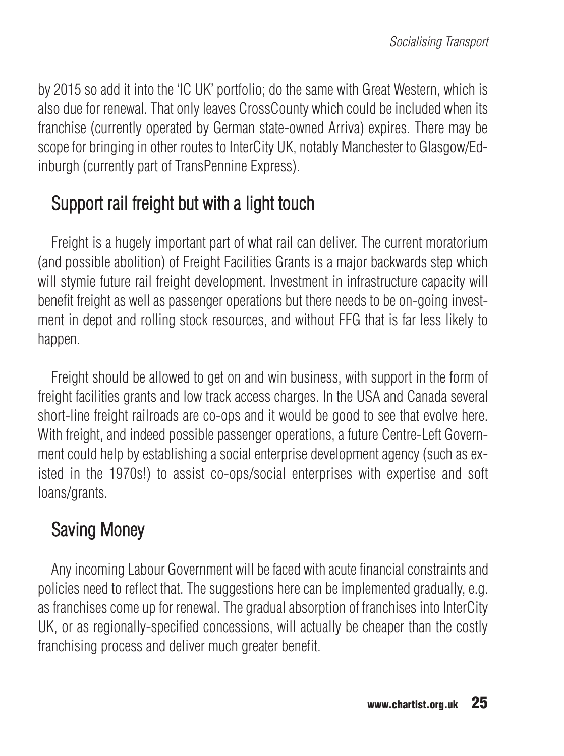by 2015 so add it into the 'IC UK' portfolio; do the same with Great Western, which is also due for renewal. That only leaves CrossCounty which could be included when its franchise (currently operated by German state-owned Arriva) expires. There may be scope for bringing in other routes to InterCity UK, notably Manchester to Glasgow/Edinburgh (currently part of TransPennine Express).

## Support rail freight but with a light touch

Freight is a hugely important part of what rail can deliver. The current moratorium (and possible abolition) of Freight Facilities Grants is a major backwards step which will stymie future rail freight development. Investment in infrastructure capacity will benefit freight as well as passenger operations but there needs to be on-going investment in depot and rolling stock resources, and without FFG that is far less likely to happen.

Freight should be allowed to get on and win business, with support in the form of freight facilities grants and low track access charges. In the USA and Canada several short-line freight railroads are co-ops and it would be good to see that evolve here. With freight, and indeed possible passenger operations, a future Centre-Left Government could help by establishing a social enterprise development agency (such as existed in the 1970s!) to assist co-ops/social enterprises with expertise and soft loans/grants.

## Saving Money

Any incoming Labour Government will be faced with acute financial constraints and policies need to reflect that. The suggestions here can be implemented gradually, e.g. as franchises come up for renewal. The gradual absorption of franchises into InterCity UK, or as regionally-specified concessions, will actually be cheaper than the costly franchising process and deliver much greater benefit.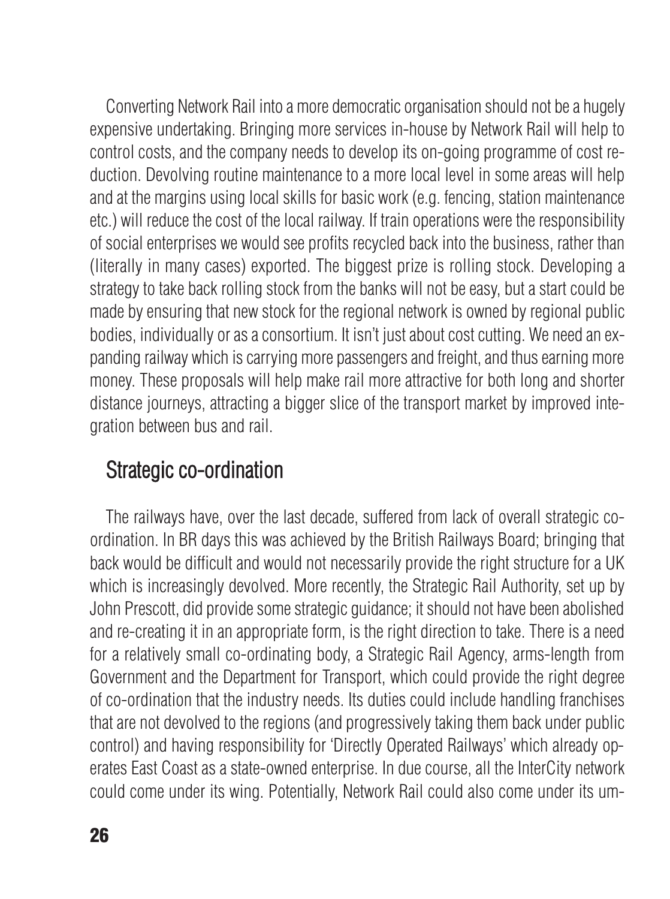Converting Network Rail into a more democratic organisation should not be a hugely expensive undertaking. Bringing more services in-house by Network Rail will help to control costs, and the company needs to develop its on-going programme of cost reduction. Devolving routine maintenance to a more local level in some areas will help and at the margins using local skills for basic work (e.g. fencing, station maintenance etc.) will reduce the cost of the local railway. If train operations were the responsibility of social enterprises we would see profits recycled back into the business, rather than (literally in many cases) exported. The biggest prize is rolling stock. Developing a strategy to take back rolling stock from the banks will not be easy, but a start could be made by ensuring that new stock for the regional network is owned by regional public bodies, individually or as a consortium. It isn't just about cost cutting. We need an expanding railway which is carrying more passengers and freight, and thus earning more money. These proposals will help make rail more attractive for both long and shorter distance journeys, attracting a bigger slice of the transport market by improved integration between bus and rail.

## Strategic co-ordination

The railways have, over the last decade, suffered from lack of overall strategic co-ordination. In BR days this was achieved by the British Railways Board; bringing that back would be difficult and would not necessarily provide the right structure for a UK which is increasingly devolved. More recently, the Strategic Rail Authority, set up by John Prescott, did provide some strategic guidance; it should not have been abolished and re-creating it in an appropriate form, is the right direction to take. There is a need for a relatively small co-ordinating body, a Strategic Rail Agency, arms-length from Government and the Department for Transport, which could provide the right degree of co-ordination that the industry needs. Its duties could include handling franchises that are not devolved to the regions (and progressively taking them back under public control) and having responsibility for 'Directly Operated Railways' which already operates East Coast as a state-owned enterprise. In due course, all the InterCity network could come under its wing. Potentially, Network Rail could also come under its um-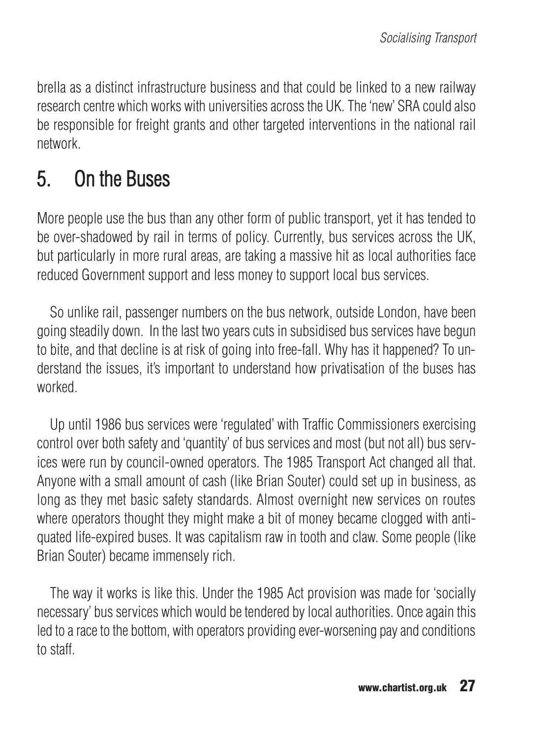brella as a distinct infrastructure business and that could be linked to a new railway research centre which works with universities across the UK. The 'new' SRA could also be responsible for freight grants and other targeted interventions in the national rail network.

## 5. On the Buses

More people use the bus than any other form of public transport, yet it has tended to be over-shadowed by rail in terms of policy. Currently, bus services across the UK, but particularly in more rural areas, are taking a massive hit as local authorities face reduced Government support and less money to support local bus services.

So unlike rail, passenger numbers on the bus network, outside London, have been going steadily down. In the last two years cuts in subsidised bus services have begun to bite, and that decline is at risk of going into free-fall. Why has it happened? To understand the issues, it's important to understand how privatisation of the buses has worked.

Up until 1986 bus services were 'regulated' with Traffic Commissioners exercising control over both safety and 'quantity' of bus services and most (but not all) bus services were run by council-owned operators. The 1985 Transport Act changed all that. Anyone with a small amount of cash (like Brian Souter) could set up in business, as long as they met basic safety standards. Almost overnight new services on routes where operators thought they might make a bit of money became clogged with antiquated life-expired buses. It was capitalism raw in tooth and claw. Some people (like Brian Souter) became immensely rich.

The way it works is like this. Under the 1985 Act provision was made for 'socially necessary' bus services which would be tendered by local authorities. Once again this led to a race to the bottom, with operators providing ever-worsening pay and conditions to staff.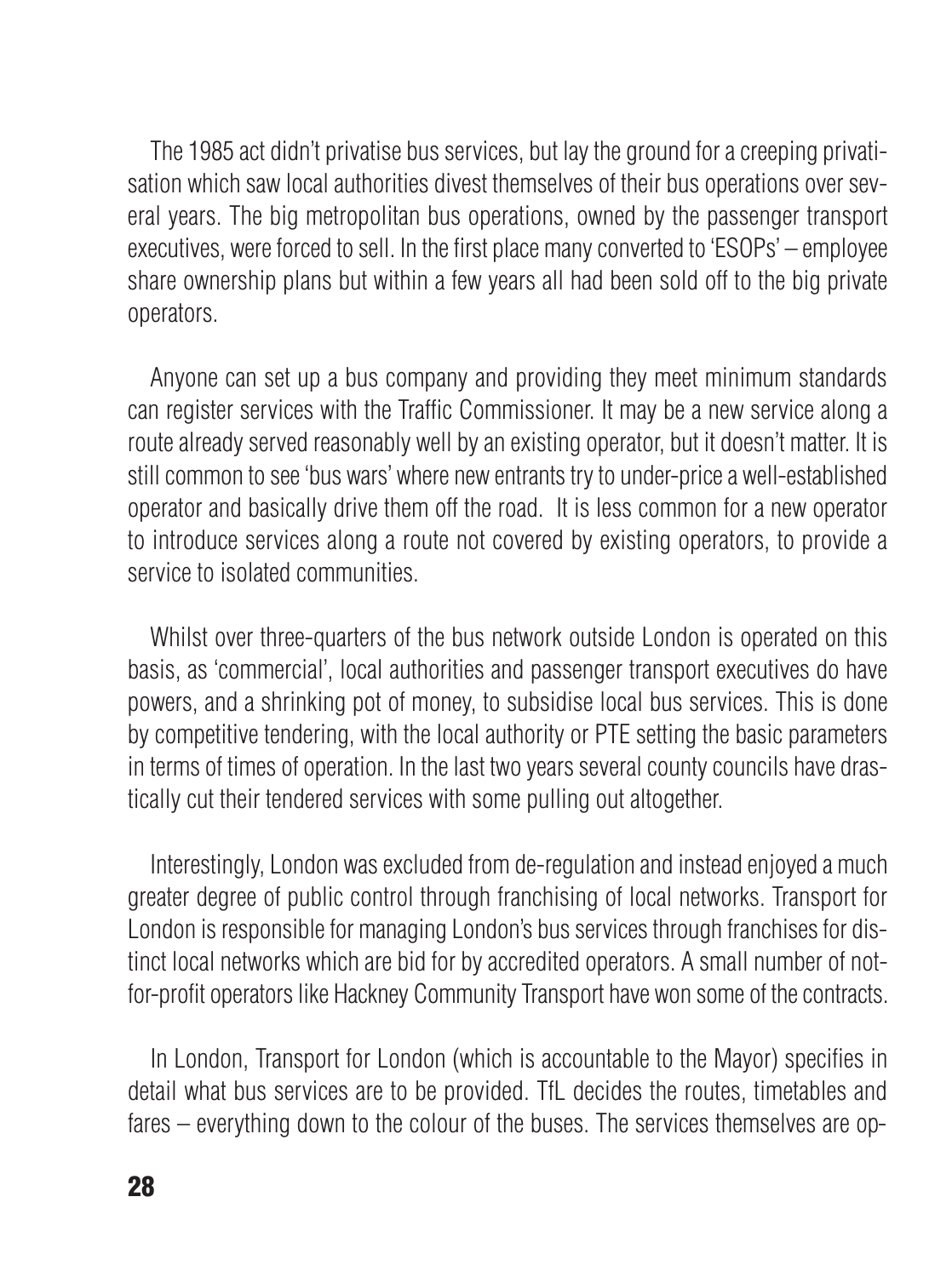The 1985 act didn't privatise bus services, but lay the ground for a creeping privatisation which saw local authorities divest themselves of their bus operations over several years. The big metropolitan bus operations, owned by the passenger transport executives, were forced to sell. In the first place many converted to 'ESOPs' – employee share ownership plans but within a few years all had been sold off to the big private operators.

Anyone can set up a bus company and providing they meet minimum standards can register services with the Traffic Commissioner. It may be a new service along a route already served reasonably well by an existing operator, but it doesn't matter. It is still common to see 'bus wars' where new entrants try to under-price a well-established operator and basically drive them off the road. It is less common for a new operator to introduce services along a route not covered by existing operators, to provide a service to isolated communities.

Whilst over three-quarters of the bus network outside London is operated on this basis, as 'commercial', local authorities and passenger transport executives do have powers, and a shrinking pot of money, to subsidise local bus services. This is done by competitive tendering, with the local authority or PTE setting the basic parameters in terms of times of operation. In the last two years several county councils have drastically cut their tendered services with some pulling out altogether.

Interestingly, London was excluded from de-regulation and instead enjoyed a much greater degree of public control through franchising of local networks. Transport for London is responsible for managing London's bus services through franchises for distinct local networks which are bid for by accredited operators. A small number of not-for-profit operators like Hackney Community Transport have won some of the contracts.

In London, Transport for London (which is accountable to the Mayor) specifies in detail what bus services are to be provided. TfL decides the routes, timetables and fares – everything down to the colour of the buses. The services themselves are op-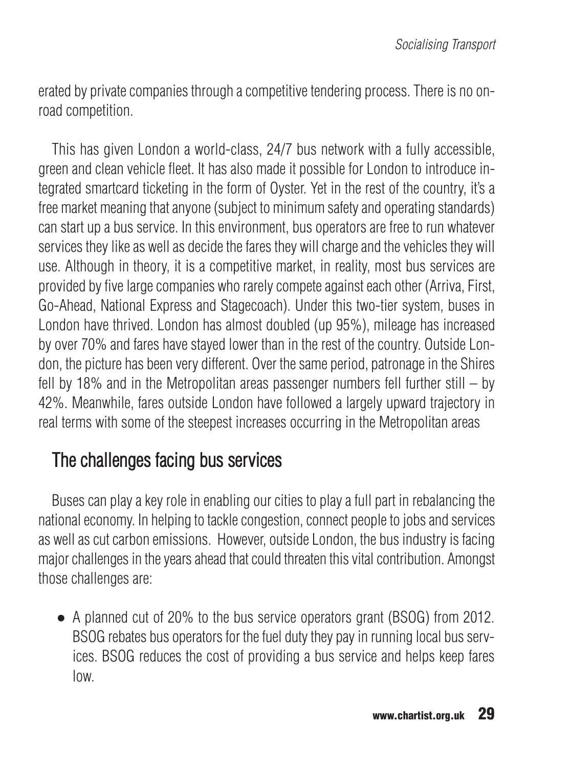erated by private companies through a competitive tendering process. There is no on-road competition.

This has given London a world-class, 24/7 bus network with a fully accessible, green and clean vehicle fleet. It has also made it possible for London to introduce integrated smartcard ticketing in the form of Oyster. Yet in the rest of the country, it's a free market meaning that anyone (subject to minimum safety and operating standards) can start up a bus service. In this environment, bus operators are free to run whatever services they like as well as decide the fares they will charge and the vehicles they will use. Although in theory, it is a competitive market, in reality, most bus services are provided by five large companies who rarely compete against each other (Arriva, First, Go-Ahead, National Express and Stagecoach). Under this two-tier system, buses in London have thrived. London has almost doubled (up 95%), mileage has increased by over 70% and fares have stayed lower than in the rest of the country. Outside London, the picture has been very different. Over the same period, patronage in the Shires fell by 18% and in the Metropolitan areas passenger numbers fell further still – by 42%. Meanwhile, fares outside London have followed a largely upward trajectory in real terms with some of the steepest increases occurring in the Metropolitan areas

## The challenges facing bus services

Buses can play a key role in enabling our cities to play a full part in rebalancing the national economy. In helping to tackle congestion, connect people to jobs and services as well as cut carbon emissions. However, outside London, the bus industry is facing major challenges in the years ahead that could threaten this vital contribution. Amongst those challenges are:

- A planned cut of 20% to the bus service operators grant (BSOG) from 2012. BSOG rebates bus operators for the fuel duty they pay in running local bus services. BSOG reduces the cost of providing a bus service and helps keep fares low.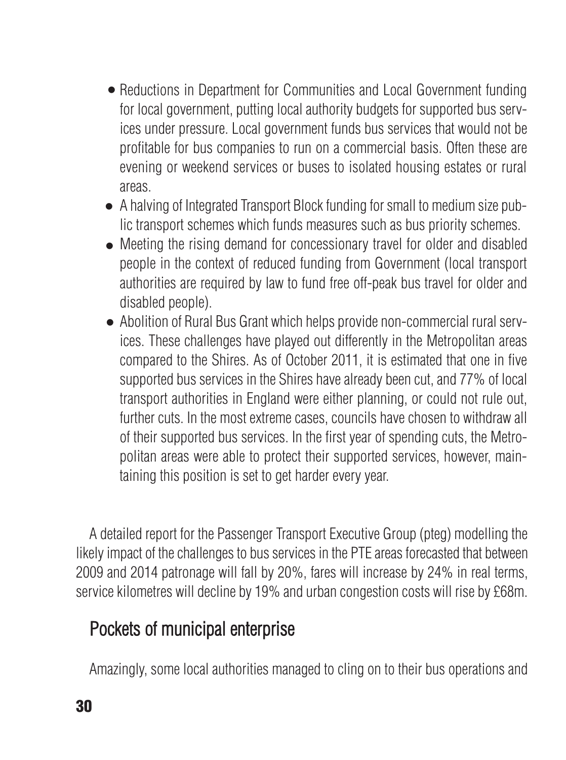- Reductions in Department for Communities and Local Government funding for local government, putting local authority budgets for supported bus services under pressure. Local government funds bus services that would not be profitable for bus companies to run on a commercial basis. Often these are evening or weekend services or buses to isolated housing estates or rural areas.
- A halving of Integrated Transport Block funding for small to medium size public transport schemes which funds measures such as bus priority schemes.
- Meeting the rising demand for concessionary travel for older and disabled people in the context of reduced funding from Government (local transport authorities are required by law to fund free off-peak bus travel for older and disabled people).
- Abolition of Rural Bus Grant which helps provide non-commercial rural services. These challenges have played out differently in the Metropolitan areas compared to the Shires. As of October 2011, it is estimated that one in five supported bus services in the Shires have already been cut, and 77% of local transport authorities in England were either planning, or could not rule out, further cuts. In the most extreme cases, councils have chosen to withdraw all of their supported bus services. In the first year of spending cuts, the Metropolitan areas were able to protect their supported services, however, maintaining this position is set to get harder every year.

A detailed report for the Passenger Transport Executive Group (pteg) modelling the likely impact of the challenges to bus services in the PTE areas forecasted that between 2009 and 2014 patronage will fall by 20%, fares will increase by 24% in real terms, service kilometres will decline by 19% and urban congestion costs will rise by £68m.

## Pockets of municipal enterprise

Amazingly, some local authorities managed to cling on to their bus operations and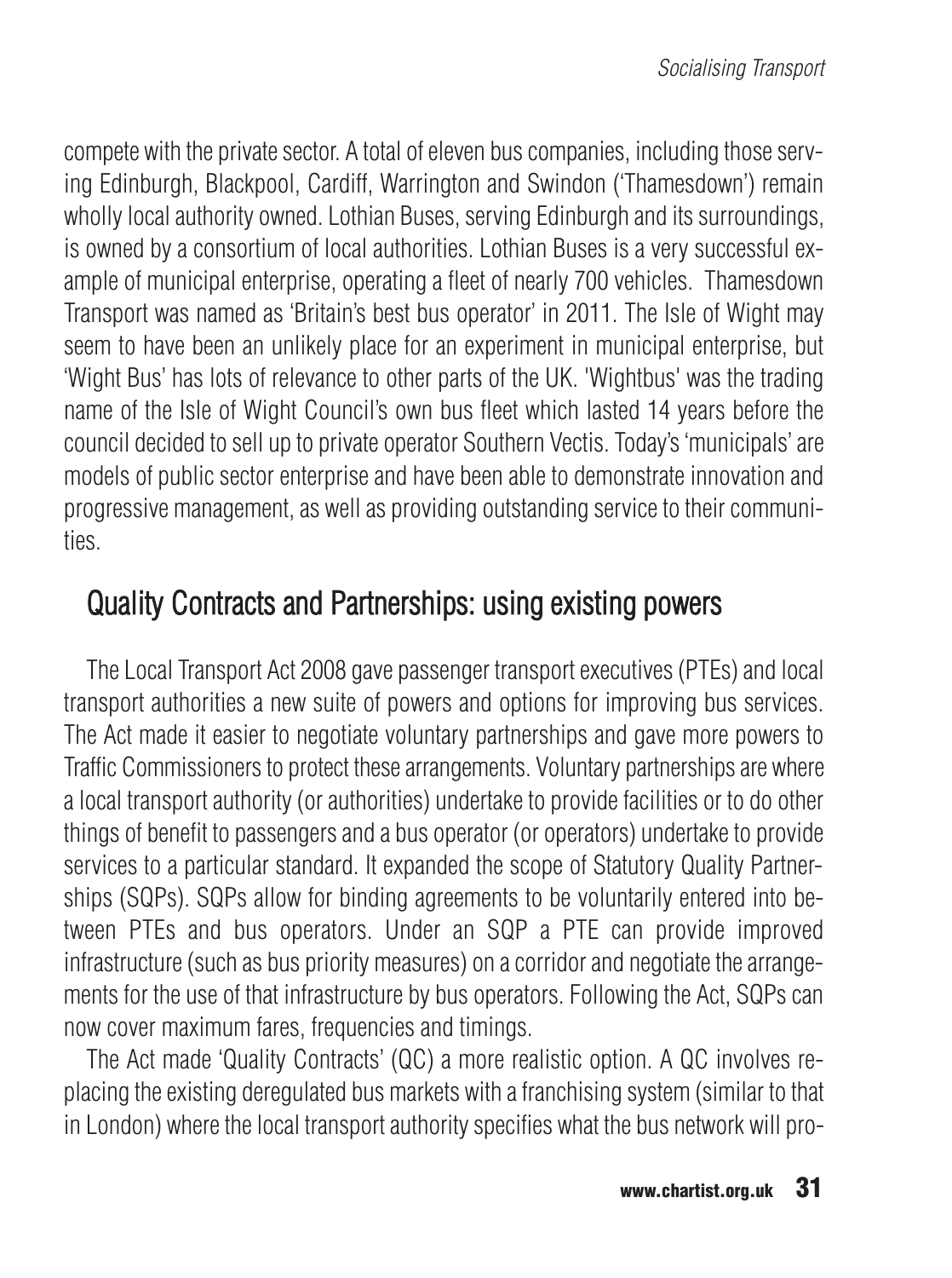compete with the private sector. A total of eleven bus companies, including those serving Edinburgh, Blackpool, Cardiff, Warrington and Swindon ('Thamesdown') remain wholly local authority owned. Lothian Buses, serving Edinburgh and its surroundings, is owned by a consortium of local authorities. Lothian Buses is a very successful example of municipal enterprise, operating a fleet of nearly 700 vehicles. Thamesdown Transport was named as 'Britain's best bus operator' in 2011. The Isle of Wight may seem to have been an unlikely place for an experiment in municipal enterprise, but 'Wight Bus' has lots of relevance to other parts of the UK. 'Wightbus' was the trading name of the Isle of Wight Council's own bus fleet which lasted 14 years before the council decided to sell up to private operator Southern Vectis. Today's 'municipals' are models of public sector enterprise and have been able to demonstrate innovation and progressive management, as well as providing outstanding service to their communities.

## Quality Contracts and Partnerships: using existing powers

The Local Transport Act 2008 gave passenger transport executives (PTEs) and local transport authorities a new suite of powers and options for improving bus services. The Act made it easier to negotiate voluntary partnerships and gave more powers to Traffic Commissioners to protect these arrangements. Voluntary partnerships are where a local transport authority (or authorities) undertake to provide facilities or to do other things of benefit to passengers and a bus operator (or operators) undertake to provide services to a particular standard. It expanded the scope of Statutory Quality Partnerships (SQPs). SQPs allow for binding agreements to be voluntarily entered into between PTEs and bus operators. Under an SQP a PTE can provide improved infrastructure (such as bus priority measures) on a corridor and negotiate the arrangements for the use of that infrastructure by bus operators. Following the Act, SQPs can now cover maximum fares, frequencies and timings.

The Act made 'Quality Contracts' (QC) a more realistic option. A QC involves replacing the existing deregulated bus markets with a franchising system (similar to that in London) where the local transport authority specifies what the bus network will pro-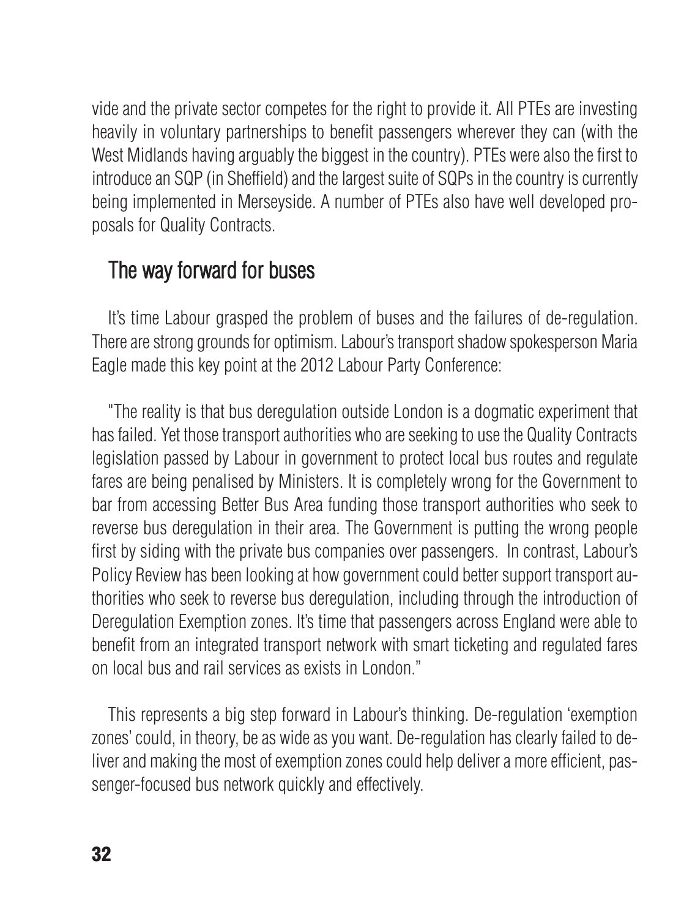vide and the private sector competes for the right to provide it. All PTEs are investing heavily in voluntary partnerships to benefit passengers wherever they can (with the West Midlands having arguably the biggest in the country). PTEs were also the first to introduce an SQP (in Sheffield) and the largest suite of SQPs in the country is currently being implemented in Merseyside. A number of PTEs also have well developed proposals for Quality Contracts.

## The way forward for buses

It's time Labour grasped the problem of buses and the failures of de-regulation. There are strong grounds for optimism. Labour's transport shadow spokesperson Maria Eagle made this key point at the 2012 Labour Party Conference:

"The reality is that bus deregulation outside London is a dogmatic experiment that has failed. Yet those transport authorities who are seeking to use the Quality Contracts legislation passed by Labour in government to protect local bus routes and regulate fares are being penalised by Ministers. It is completely wrong for the Government to bar from accessing Better Bus Area funding those transport authorities who seek to reverse bus deregulation in their area. The Government is putting the wrong people first by siding with the private bus companies over passengers. In contrast, Labour's Policy Review has been looking at how government could better support transport authorities who seek to reverse bus deregulation, including through the introduction of Deregulation Exemption zones. It's time that passengers across England were able to benefit from an integrated transport network with smart ticketing and regulated fares on local bus and rail services as exists in London."

This represents a big step forward in Labour's thinking. De-regulation 'exemption zones' could, in theory, be as wide as you want. De-regulation has clearly failed to deliver and making the most of exemption zones could help deliver a more efficient, passenger-focused bus network quickly and effectively.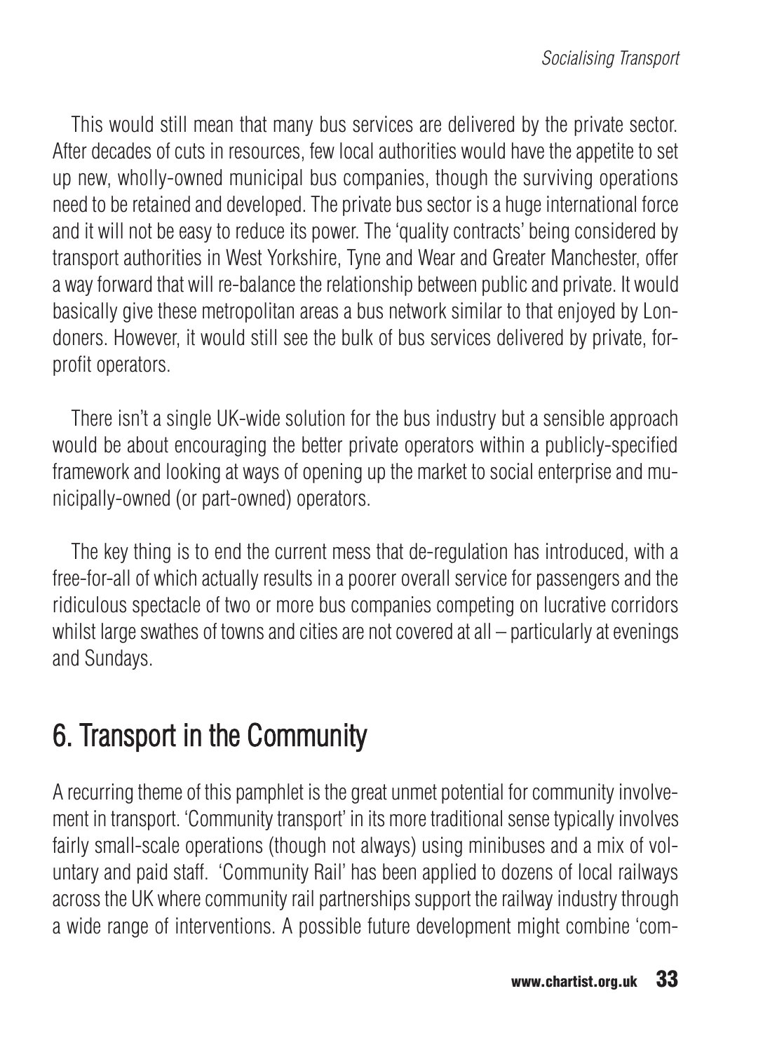This would still mean that many bus services are delivered by the private sector. After decades of cuts in resources, few local authorities would have the appetite to set up new, wholly-owned municipal bus companies, though the surviving operations need to be retained and developed. The private bus sector is a huge international force and it will not be easy to reduce its power. The 'quality contracts' being considered by transport authorities in West Yorkshire, Tyne and Wear and Greater Manchester, offer a way forward that will re-balance the relationship between public and private. It would basically give these metropolitan areas a bus network similar to that enjoyed by Londoners. However, it would still see the bulk of bus services delivered by private, for-profit operators.

There isn't a single UK-wide solution for the bus industry but a sensible approach would be about encouraging the better private operators within a publicly-specified framework and looking at ways of opening up the market to social enterprise and municipally-owned (or part-owned) operators.

The key thing is to end the current mess that de-regulation has introduced, with a free-for-all of which actually results in a poorer overall service for passengers and the ridiculous spectacle of two or more bus companies competing on lucrative corridors whilst large swathes of towns and cities are not covered at all – particularly at evenings and Sundays.

## 6. Transport in the Community

A recurring theme of this pamphlet is the great unmet potential for community involvement in transport. 'Community transport' in its more traditional sense typically involves fairly small-scale operations (though not always) using minibuses and a mix of voluntary and paid staff. 'Community Rail' has been applied to dozens of local railways across the UK where community rail partnerships support the railway industry through a wide range of interventions. A possible future development might combine 'com-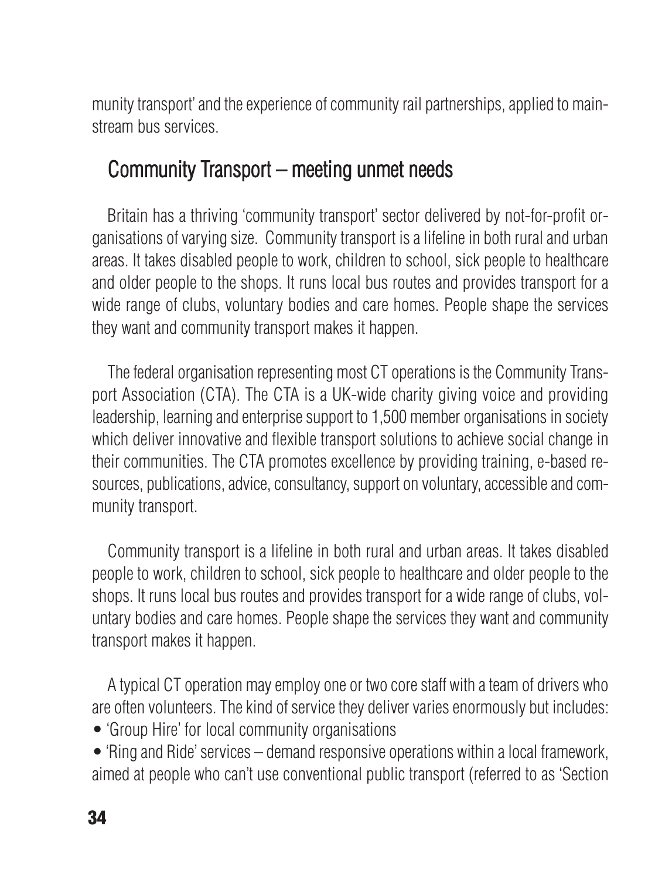munity transport' and the experience of community rail partnerships, applied to mainstream bus services.

## Community Transport – meeting unmet needs

Britain has a thriving 'community transport' sector delivered by not-for-profit organisations of varying size. Community transport is a lifeline in both rural and urban areas. It takes disabled people to work, children to school, sick people to healthcare and older people to the shops. It runs local bus routes and provides transport for a wide range of clubs, voluntary bodies and care homes. People shape the services they want and community transport makes it happen.

The federal organisation representing most CT operations is the Community Transport Association (CTA). The CTA is a UK-wide charity giving voice and providing leadership, learning and enterprise support to 1,500 member organisations in society which deliver innovative and flexible transport solutions to achieve social change in their communities. The CTA promotes excellence by providing training, e-based resources, publications, advice, consultancy, support on voluntary, accessible and community transport.

Community transport is a lifeline in both rural and urban areas. It takes disabled people to work, children to school, sick people to healthcare and older people to the shops. It runs local bus routes and provides transport for a wide range of clubs, voluntary bodies and care homes. People shape the services they want and community transport makes it happen.

A typical CT operation may employ one or two core staff with a team of drivers who are often volunteers. The kind of service they deliver varies enormously but includes:

- 'Group Hire' for local community organisations
- 'Ring and Ride' services – demand responsive operations within a local framework, aimed at people who can't use conventional public transport (referred to as 'Section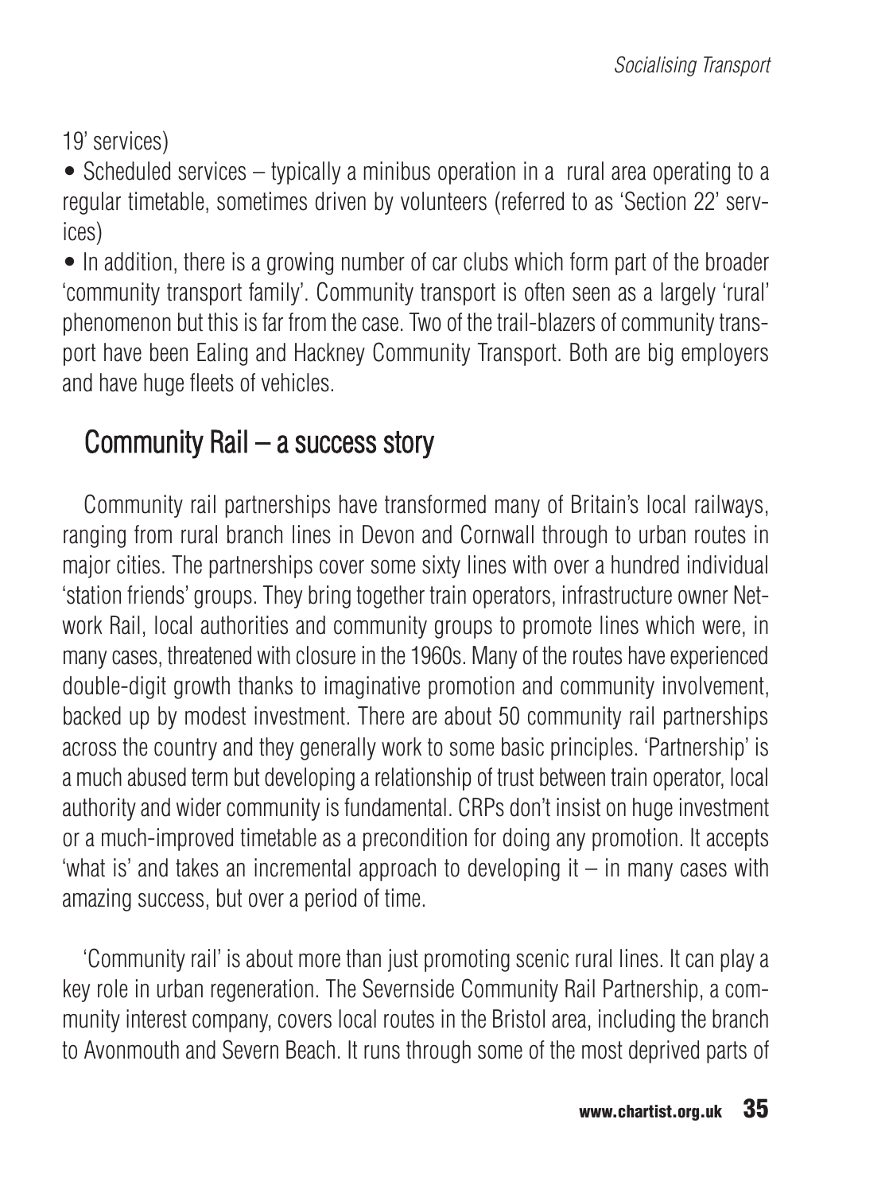19' services)

- Scheduled services – typically a minibus operation in a rural area operating to a regular timetable, sometimes driven by volunteers (referred to as 'Section 22' services)
- In addition, there is a growing number of car clubs which form part of the broader 'community transport family'. Community transport is often seen as a largely 'rural' phenomenon but this is far from the case. Two of the trail-blazers of community transport have been Ealing and Hackney Community Transport. Both are big employers and have huge fleets of vehicles.

## Community Rail – a success story

Community rail partnerships have transformed many of Britain's local railways, ranging from rural branch lines in Devon and Cornwall through to urban routes in major cities. The partnerships cover some sixty lines with over a hundred individual 'station friends' groups. They bring together train operators, infrastructure owner Network Rail, local authorities and community groups to promote lines which were, in many cases, threatened with closure in the 1960s. Many of the routes have experienced double-digit growth thanks to imaginative promotion and community involvement, backed up by modest investment. There are about 50 community rail partnerships across the country and they generally work to some basic principles. 'Partnership' is a much abused term but developing a relationship of trust between train operator, local authority and wider community is fundamental. CRPs don't insist on huge investment or a much-improved timetable as a precondition for doing any promotion. It accepts 'what is' and takes an incremental approach to developing it – in many cases with amazing success, but over a period of time.

'Community rail' is about more than just promoting scenic rural lines. It can play a key role in urban regeneration. The Severnside Community Rail Partnership, a community interest company, covers local routes in the Bristol area, including the branch to Avonmouth and Severn Beach. It runs through some of the most deprived parts of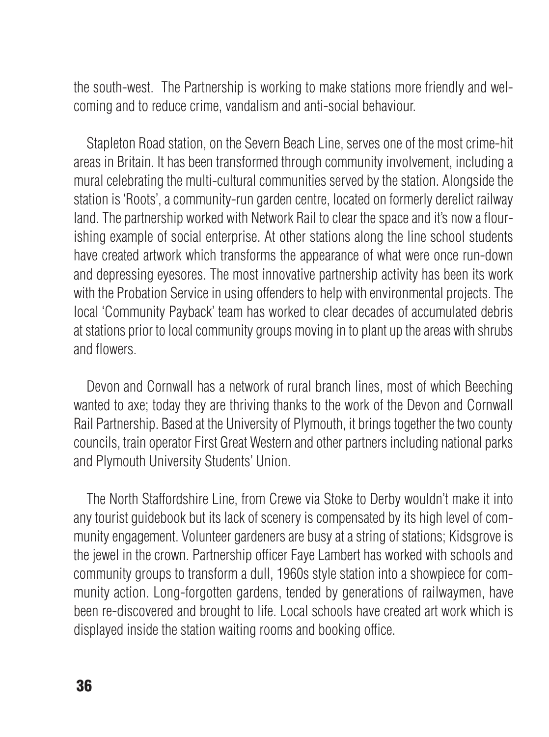the south-west. The Partnership is working to make stations more friendly and welcoming and to reduce crime, vandalism and anti-social behaviour.

Stapleton Road station, on the Severn Beach Line, serves one of the most crime-hit areas in Britain. It has been transformed through community involvement, including a mural celebrating the multi-cultural communities served by the station. Alongside the station is 'Roots', a community-run garden centre, located on formerly derelict railway land. The partnership worked with Network Rail to clear the space and it's now a flourishing example of social enterprise. At other stations along the line school students have created artwork which transforms the appearance of what were once run-down and depressing eyesores. The most innovative partnership activity has been its work with the Probation Service in using offenders to help with environmental projects. The local 'Community Payback' team has worked to clear decades of accumulated debris at stations prior to local community groups moving in to plant up the areas with shrubs and flowers.

Devon and Cornwall has a network of rural branch lines, most of which Beeching wanted to axe; today they are thriving thanks to the work of the Devon and Cornwall Rail Partnership. Based at the University of Plymouth, it brings together the two county councils, train operator First Great Western and other partners including national parks and Plymouth University Students' Union.

The North Staffordshire Line, from Crewe via Stoke to Derby wouldn't make it into any tourist guidebook but its lack of scenery is compensated by its high level of community engagement. Volunteer gardeners are busy at a string of stations; Kidsgrove is the jewel in the crown. Partnership officer Faye Lambert has worked with schools and community groups to transform a dull, 1960s style station into a showpiece for community action. Long-forgotten gardens, tended by generations of railwaymen, have been re-discovered and brought to life. Local schools have created art work which is displayed inside the station waiting rooms and booking office.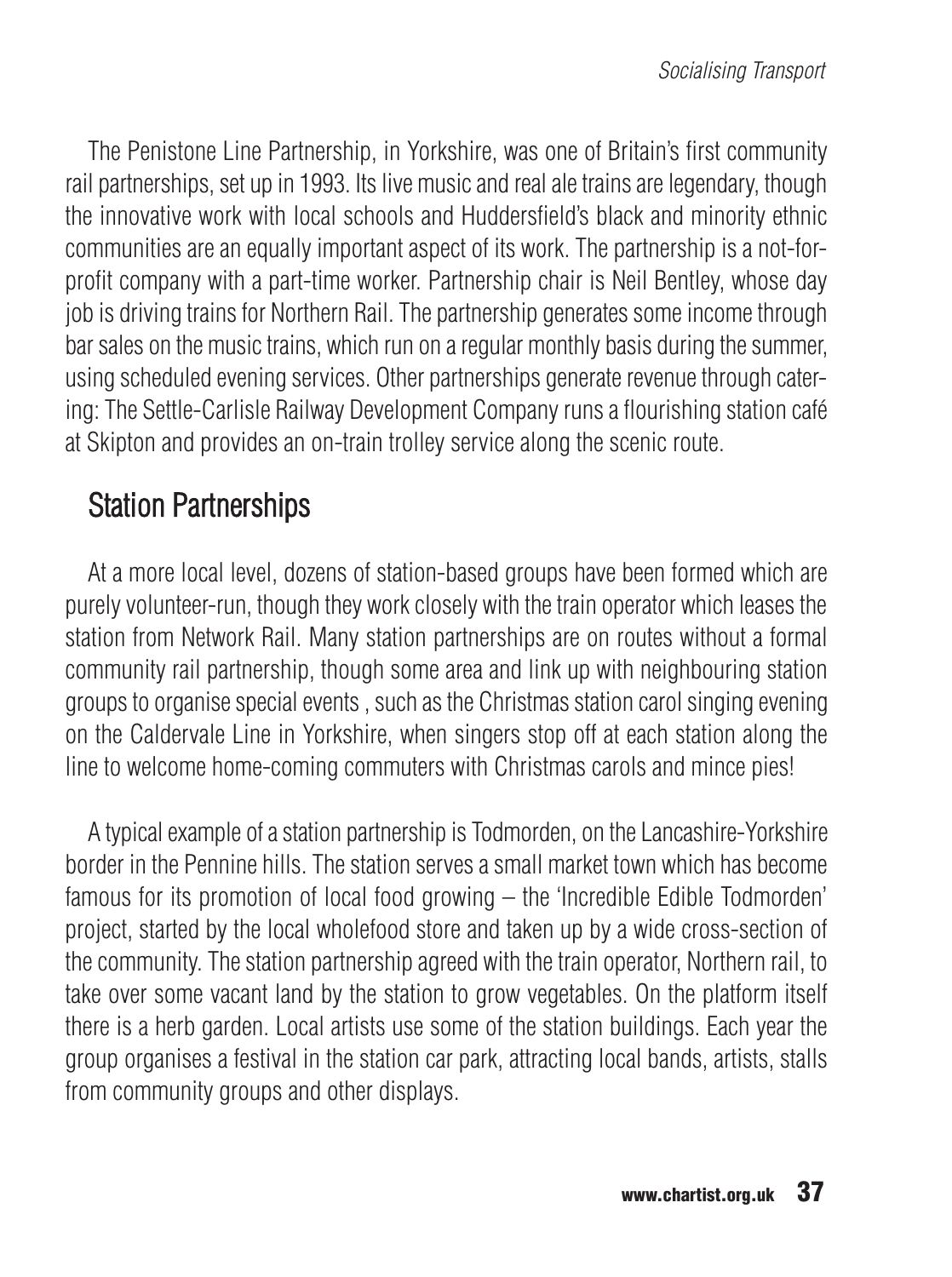The Penistone Line Partnership, in Yorkshire, was one of Britain's first community rail partnerships, set up in 1993. Its live music and real ale trains are legendary, though the innovative work with local schools and Huddersfield's black and minority ethnic communities are an equally important aspect of its work. The partnership is a not-for-profit company with a part-time worker. Partnership chair is Neil Bentley, whose day job is driving trains for Northern Rail. The partnership generates some income through bar sales on the music trains, which run on a regular monthly basis during the summer, using scheduled evening services. Other partnerships generate revenue through catering: The Settle-Carlisle Railway Development Company runs a flourishing station café at Skipton and provides an on-train trolley service along the scenic route.

## Station Partnerships

At a more local level, dozens of station-based groups have been formed which are purely volunteer-run, though they work closely with the train operator which leases the station from Network Rail. Many station partnerships are on routes without a formal community rail partnership, though some area and link up with neighbouring station groups to organise special events , such as the Christmas station carol singing evening on the Caldervale Line in Yorkshire, when singers stop off at each station along the line to welcome home-coming commuters with Christmas carols and mince pies!

A typical example of a station partnership is Todmorden, on the Lancashire-Yorkshire border in the Pennine hills. The station serves a small market town which has become famous for its promotion of local food growing – the 'Incredible Edible Todmorden' project, started by the local wholefood store and taken up by a wide cross-section of the community. The station partnership agreed with the train operator, Northern rail, to take over some vacant land by the station to grow vegetables. On the platform itself there is a herb garden. Local artists use some of the station buildings. Each year the group organises a festival in the station car park, attracting local bands, artists, stalls from community groups and other displays.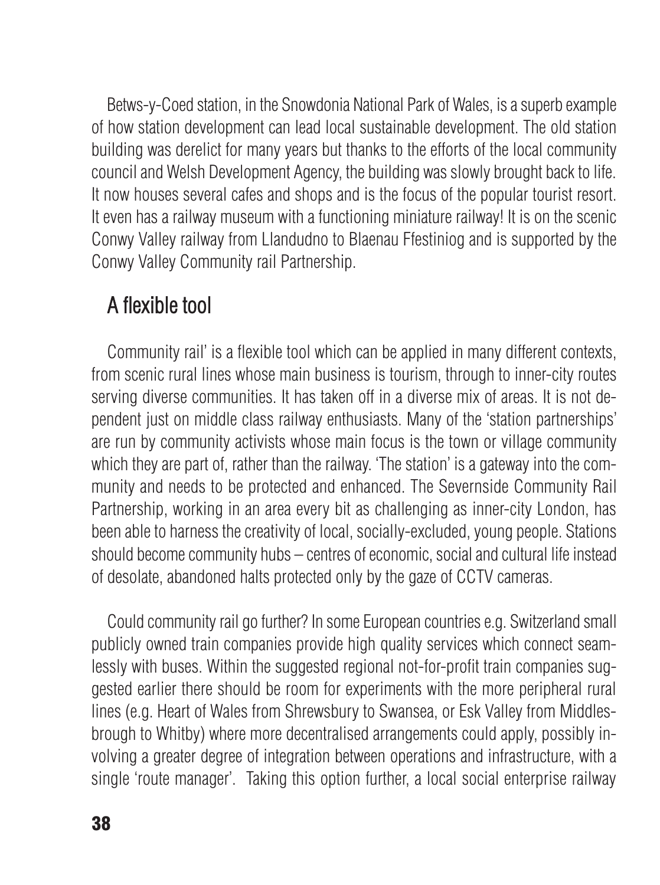Betws-y-Coed station, in the Snowdonia National Park of Wales, is a superb example of how station development can lead local sustainable development. The old station building was derelict for many years but thanks to the efforts of the local community council and Welsh Development Agency, the building was slowly brought back to life. It now houses several cafes and shops and is the focus of the popular tourist resort. It even has a railway museum with a functioning miniature railway! It is on the scenic Conwy Valley railway from Llandudno to Blaenau Ffestiniog and is supported by the Conwy Valley Community rail Partnership.

## A flexible tool

Community rail' is a flexible tool which can be applied in many different contexts, from scenic rural lines whose main business is tourism, through to inner-city routes serving diverse communities. It has taken off in a diverse mix of areas. It is not dependent just on middle class railway enthusiasts. Many of the 'station partnerships' are run by community activists whose main focus is the town or village community which they are part of, rather than the railway. 'The station' is a gateway into the community and needs to be protected and enhanced. The Severnside Community Rail Partnership, working in an area every bit as challenging as inner-city London, has been able to harness the creativity of local, socially-excluded, young people. Stations should become community hubs – centres of economic, social and cultural life instead of desolate, abandoned halts protected only by the gaze of CCTV cameras.

Could community rail go further? In some European countries e.g. Switzerland small publicly owned train companies provide high quality services which connect seamlessly with buses. Within the suggested regional not-for-profit train companies suggested earlier there should be room for experiments with the more peripheral rural lines (e.g. Heart of Wales from Shrewsbury to Swansea, or Esk Valley from Middlesbrough to Whitby) where more decentralised arrangements could apply, possibly involving a greater degree of integration between operations and infrastructure, with a single 'route manager'. Taking this option further, a local social enterprise railway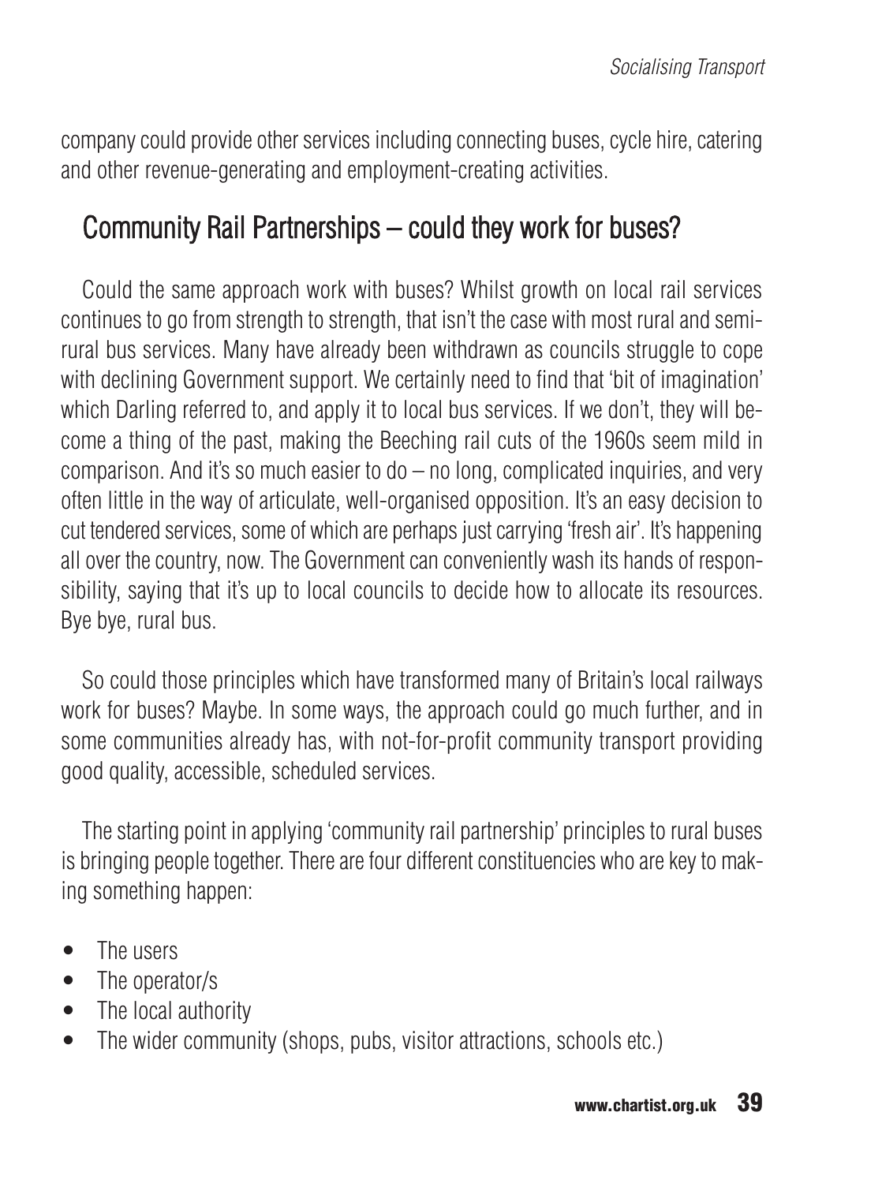company could provide other services including connecting buses, cycle hire, catering and other revenue-generating and employment-creating activities.

## Community Rail Partnerships – could they work for buses?

Could the same approach work with buses? Whilst growth on local rail services continues to go from strength to strength, that isn't the case with most rural and semi-rural bus services. Many have already been withdrawn as councils struggle to cope with declining Government support. We certainly need to find that 'bit of imagination' which Darling referred to, and apply it to local bus services. If we don't, they will become a thing of the past, making the Beeching rail cuts of the 1960s seem mild in comparison. And it's so much easier to do – no long, complicated inquiries, and very often little in the way of articulate, well-organised opposition. It's an easy decision to cut tendered services, some of which are perhaps just carrying 'fresh air'. It's happening all over the country, now. The Government can conveniently wash its hands of responsibility, saying that it's up to local councils to decide how to allocate its resources. Bye bye, rural bus.

So could those principles which have transformed many of Britain's local railways work for buses? Maybe. In some ways, the approach could go much further, and in some communities already has, with not-for-profit community transport providing good quality, accessible, scheduled services.

The starting point in applying 'community rail partnership' principles to rural buses is bringing people together. There are four different constituencies who are key to making something happen:

- The users
- The operator/s
- The local authority
- The wider community (shops, pubs, visitor attractions, schools etc.)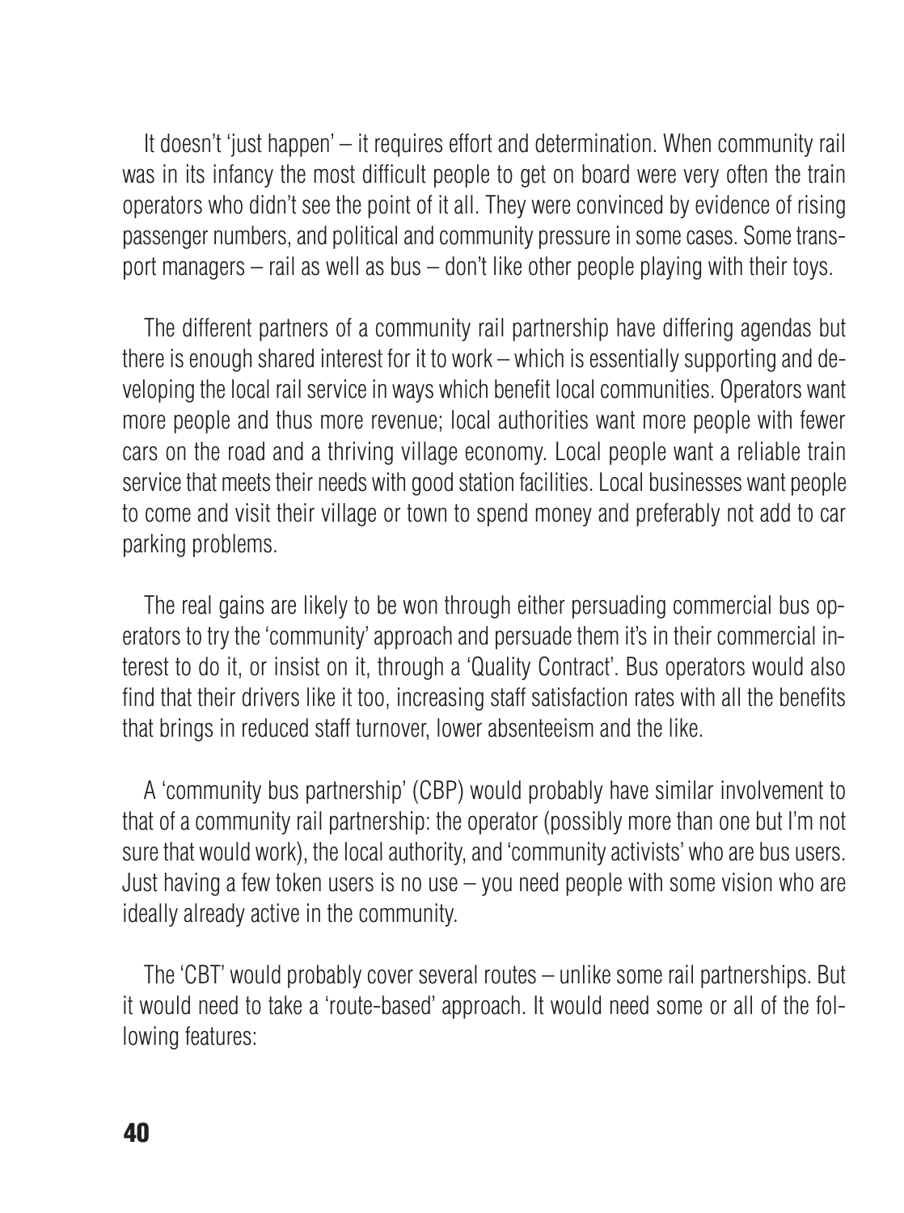It doesn't 'just happen' – it requires effort and determination. When community rail was in its infancy the most difficult people to get on board were very often the train operators who didn't see the point of it all. They were convinced by evidence of rising passenger numbers, and political and community pressure in some cases. Some transport managers – rail as well as bus – don't like other people playing with their toys.

The different partners of a community rail partnership have differing agendas but there is enough shared interest for it to work – which is essentially supporting and developing the local rail service in ways which benefit local communities. Operators want more people and thus more revenue; local authorities want more people with fewer cars on the road and a thriving village economy. Local people want a reliable train service that meets their needs with good station facilities. Local businesses want people to come and visit their village or town to spend money and preferably not add to car parking problems.

The real gains are likely to be won through either persuading commercial bus operators to try the 'community' approach and persuade them it's in their commercial interest to do it, or insist on it, through a 'Quality Contract'. Bus operators would also find that their drivers like it too, increasing staff satisfaction rates with all the benefits that brings in reduced staff turnover, lower absenteeism and the like.

A 'community bus partnership' (CBP) would probably have similar involvement to that of a community rail partnership: the operator (possibly more than one but I'm not sure that would work), the local authority, and 'community activists' who are bus users. Just having a few token users is no use – you need people with some vision who are ideally already active in the community.

The 'CBT' would probably cover several routes – unlike some rail partnerships. But it would need to take a 'route-based' approach. It would need some or all of the following features: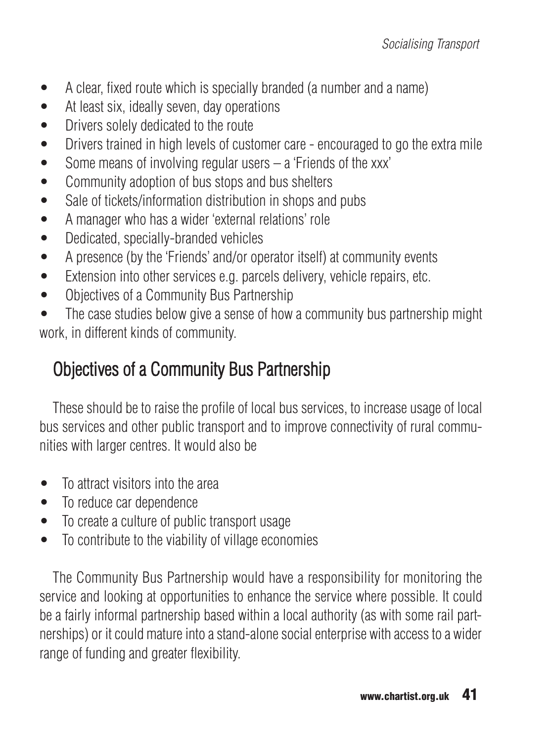- A clear, fixed route which is specially branded (a number and a name)
- At least six, ideally seven, day operations
- Drivers solely dedicated to the route
- Drivers trained in high levels of customer care - encouraged to go the extra mile
- Some means of involving regular users – a 'Friends of the xxx'
- Community adoption of bus stops and bus shelters
- Sale of tickets/information distribution in shops and pubs
- A manager who has a wider 'external relations' role
- Dedicated, specially-branded vehicles
- A presence (by the 'Friends' and/or operator itself) at community events
- Extension into other services e.g. parcels delivery, vehicle repairs, etc.
- Objectives of a Community Bus Partnership
- The case studies below give a sense of how a community bus partnership might work, in different kinds of community.

## Objectives of a Community Bus Partnership

These should be to raise the profile of local bus services, to increase usage of local bus services and other public transport and to improve connectivity of rural communities with larger centres. It would also be

- To attract visitors into the area
- To reduce car dependence
- To create a culture of public transport usage
- To contribute to the viability of village economies

The Community Bus Partnership would have a responsibility for monitoring the service and looking at opportunities to enhance the service where possible. It could be a fairly informal partnership based within a local authority (as with some rail partnerships) or it could mature into a stand-alone social enterprise with access to a wider range of funding and greater flexibility.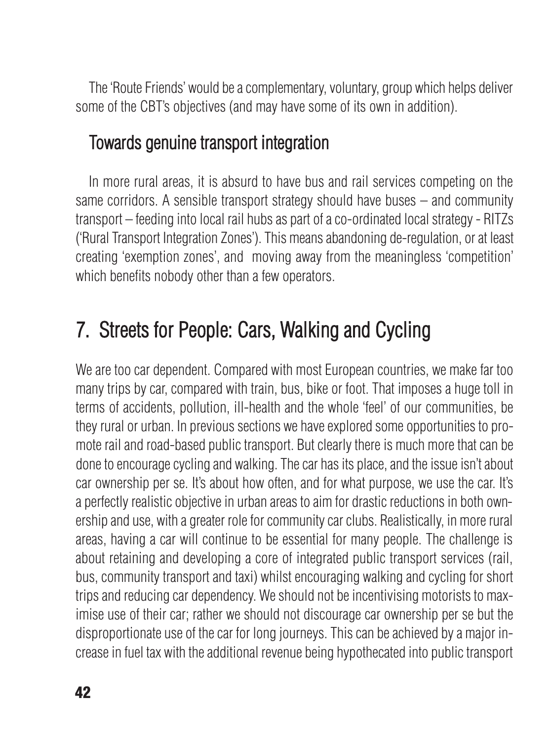The 'Route Friends' would be a complementary, voluntary, group which helps deliver some of the CBT's objectives (and may have some of its own in addition).

### Towards genuine transport integration

In more rural areas, it is absurd to have bus and rail services competing on the same corridors. A sensible transport strategy should have buses – and community transport – feeding into local rail hubs as part of a co-ordinated local strategy - RITZs ('Rural Transport Integration Zones'). This means abandoning de-regulation, or at least creating 'exemption zones', and moving away from the meaningless 'competition' which benefits nobody other than a few operators.

## 7. Streets for People: Cars, Walking and Cycling

We are too car dependent. Compared with most European countries, we make far too many trips by car, compared with train, bus, bike or foot. That imposes a huge toll in terms of accidents, pollution, ill-health and the whole 'feel' of our communities, be they rural or urban. In previous sections we have explored some opportunities to promote rail and road-based public transport. But clearly there is much more that can be done to encourage cycling and walking. The car has its place, and the issue isn't about car ownership per se. It's about how often, and for what purpose, we use the car. It's a perfectly realistic objective in urban areas to aim for drastic reductions in both ownership and use, with a greater role for community car clubs. Realistically, in more rural areas, having a car will continue to be essential for many people. The challenge is about retaining and developing a core of integrated public transport services (rail, bus, community transport and taxi) whilst encouraging walking and cycling for short trips and reducing car dependency. We should not be incentivising motorists to maximise use of their car; rather we should not discourage car ownership per se but the disproportionate use of the car for long journeys. This can be achieved by a major increase in fuel tax with the additional revenue being hypothecated into public transport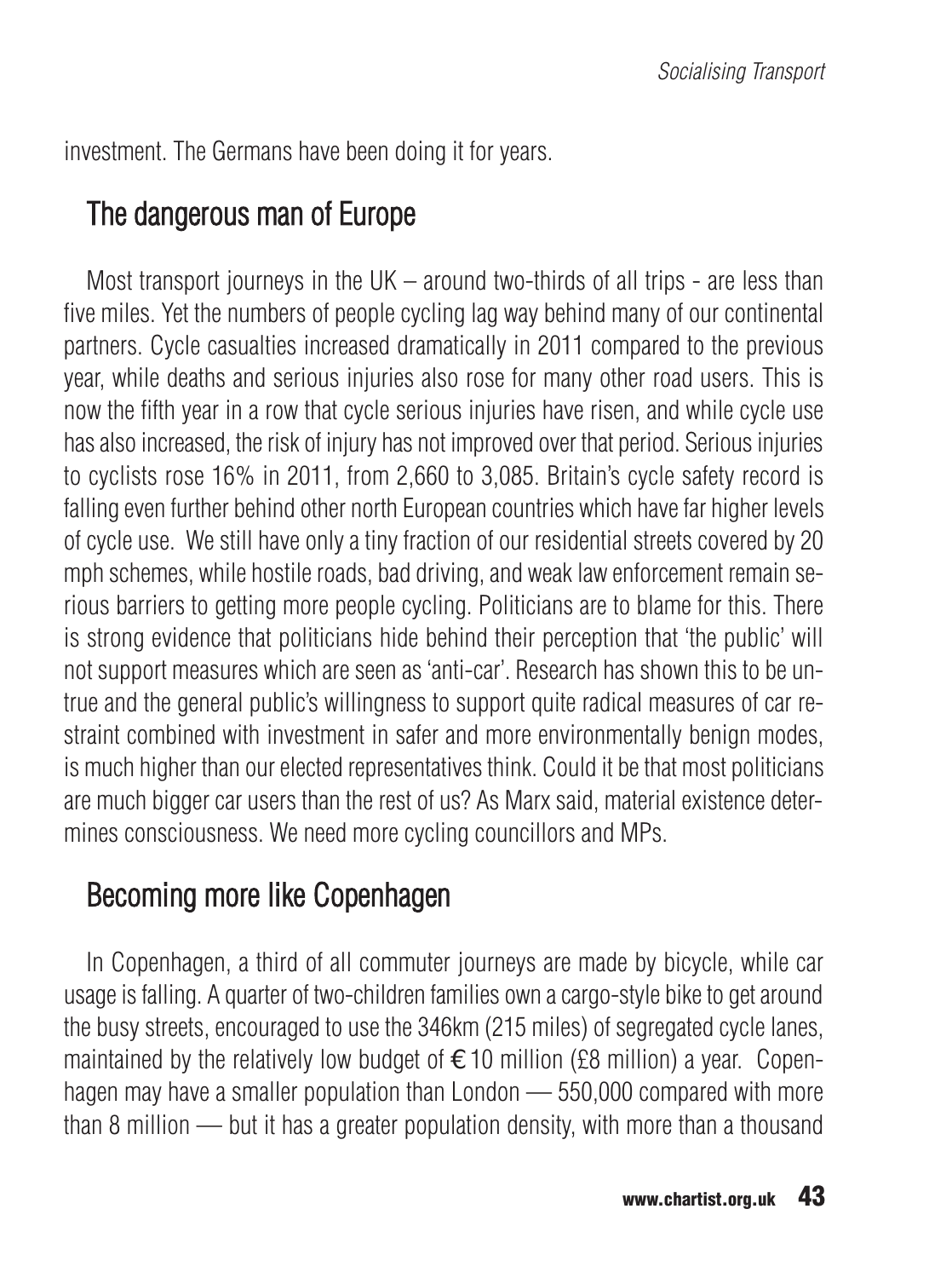investment. The Germans have been doing it for years.

## The dangerous man of Europe

Most transport journeys in the UK – around two-thirds of all trips - are less than five miles. Yet the numbers of people cycling lag way behind many of our continental partners. Cycle casualties increased dramatically in 2011 compared to the previous year, while deaths and serious injuries also rose for many other road users. This is now the fifth year in a row that cycle serious injuries have risen, and while cycle use has also increased, the risk of injury has not improved over that period. Serious injuries to cyclists rose 16% in 2011, from 2,660 to 3,085. Britain's cycle safety record is falling even further behind other north European countries which have far higher levels of cycle use. We still have only a tiny fraction of our residential streets covered by 20 mph schemes, while hostile roads, bad driving, and weak law enforcement remain serious barriers to getting more people cycling. Politicians are to blame for this. There is strong evidence that politicians hide behind their perception that 'the public' will not support measures which are seen as 'anti-car'. Research has shown this to be untrue and the general public's willingness to support quite radical measures of car restraint combined with investment in safer and more environmentally benign modes, is much higher than our elected representatives think. Could it be that most politicians are much bigger car users than the rest of us? As Marx said, material existence determines consciousness. We need more cycling councillors and MPs.

## Becoming more like Copenhagen

In Copenhagen, a third of all commuter journeys are made by bicycle, while car usage is falling. A quarter of two-children families own a cargo-style bike to get around the busy streets, encouraged to use the 346km (215 miles) of segregated cycle lanes, maintained by the relatively low budget of €10 million (£8 million) a year. Copenhagen may have a smaller population than London — 550,000 compared with more than 8 million — but it has a greater population density, with more than a thousand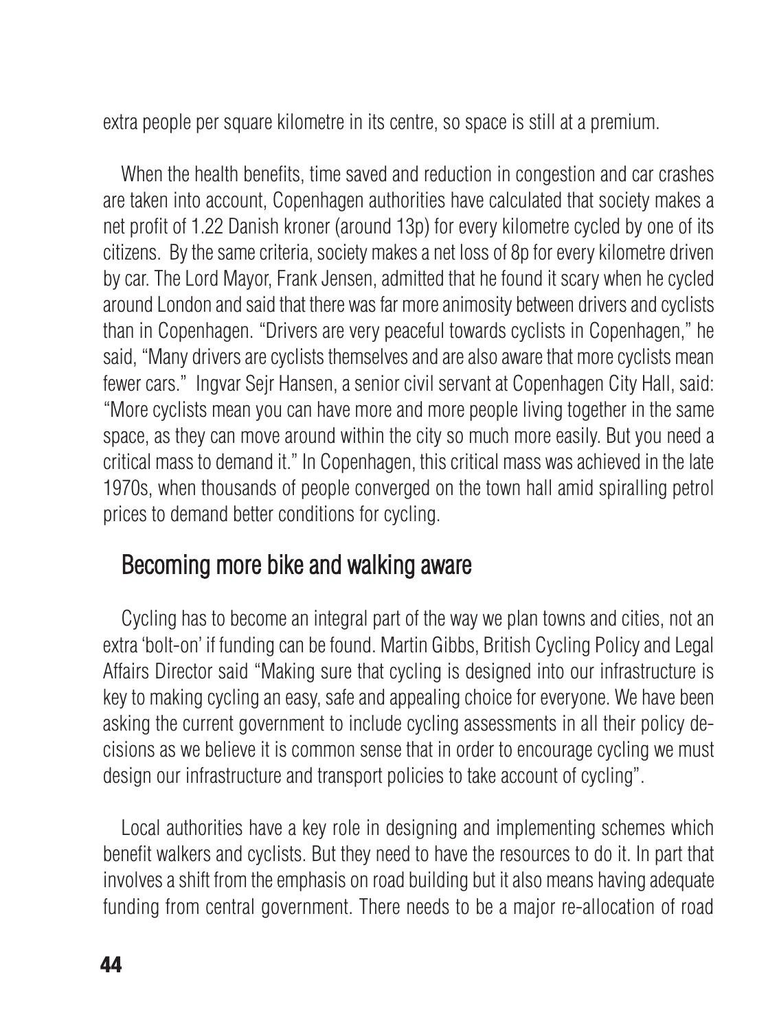extra people per square kilometre in its centre, so space is still at a premium.

When the health benefits, time saved and reduction in congestion and car crashes are taken into account, Copenhagen authorities have calculated that society makes a net profit of 1.22 Danish kroner (around 13p) for every kilometre cycled by one of its citizens. By the same criteria, society makes a net loss of 8p for every kilometre driven by car. The Lord Mayor, Frank Jensen, admitted that he found it scary when he cycled around London and said that there was far more animosity between drivers and cyclists than in Copenhagen. "Drivers are very peaceful towards cyclists in Copenhagen," he said, "Many drivers are cyclists themselves and are also aware that more cyclists mean fewer cars." Ingvar Sejr Hansen, a senior civil servant at Copenhagen City Hall, said: "More cyclists mean you can have more and more people living together in the same space, as they can move around within the city so much more easily. But you need a critical mass to demand it." In Copenhagen, this critical mass was achieved in the late 1970s, when thousands of people converged on the town hall amid spiralling petrol prices to demand better conditions for cycling.

## Becoming more bike and walking aware

Cycling has to become an integral part of the way we plan towns and cities, not an extra 'bolt-on' if funding can be found. Martin Gibbs, British Cycling Policy and Legal Affairs Director said "Making sure that cycling is designed into our infrastructure is key to making cycling an easy, safe and appealing choice for everyone. We have been asking the current government to include cycling assessments in all their policy decisions as we believe it is common sense that in order to encourage cycling we must design our infrastructure and transport policies to take account of cycling".

Local authorities have a key role in designing and implementing schemes which benefit walkers and cyclists. But they need to have the resources to do it. In part that involves a shift from the emphasis on road building but it also means having adequate funding from central government. There needs to be a major re-allocation of road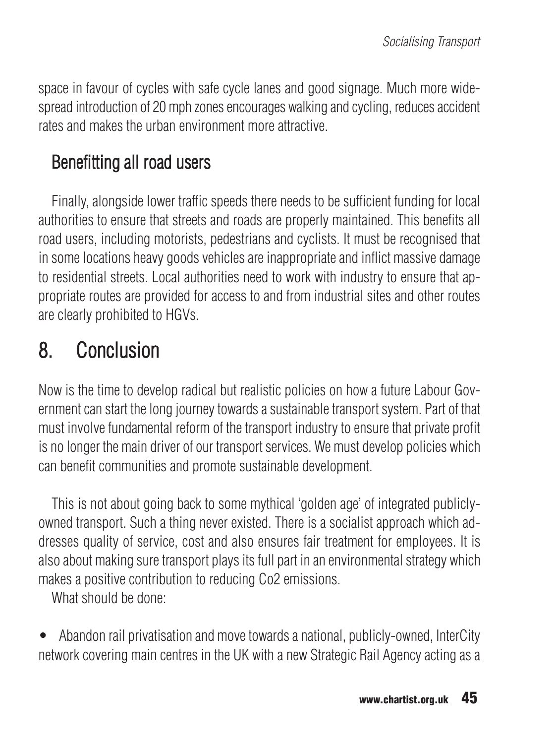space in favour of cycles with safe cycle lanes and good signage. Much more widespread introduction of 20 mph zones encourages walking and cycling, reduces accident rates and makes the urban environment more attractive.

### Benefitting all road users

Finally, alongside lower traffic speeds there needs to be sufficient funding for local authorities to ensure that streets and roads are properly maintained. This benefits all road users, including motorists, pedestrians and cyclists. It must be recognised that in some locations heavy goods vehicles are inappropriate and inflict massive damage to residential streets. Local authorities need to work with industry to ensure that appropriate routes are provided for access to and from industrial sites and other routes are clearly prohibited to HGVs.

## 8. Conclusion

Now is the time to develop radical but realistic policies on how a future Labour Government can start the long journey towards a sustainable transport system. Part of that must involve fundamental reform of the transport industry to ensure that private profit is no longer the main driver of our transport services. We must develop policies which can benefit communities and promote sustainable development.

This is not about going back to some mythical 'golden age' of integrated publicly-owned transport. Such a thing never existed. There is a socialist approach which addresses quality of service, cost and also ensures fair treatment for employees. It is also about making sure transport plays its full part in an environmental strategy which makes a positive contribution to reducing Co2 emissions.

What should be done:

- Abandon rail privatisation and move towards a national, publicly-owned, InterCity network covering main centres in the UK with a new Strategic Rail Agency acting as a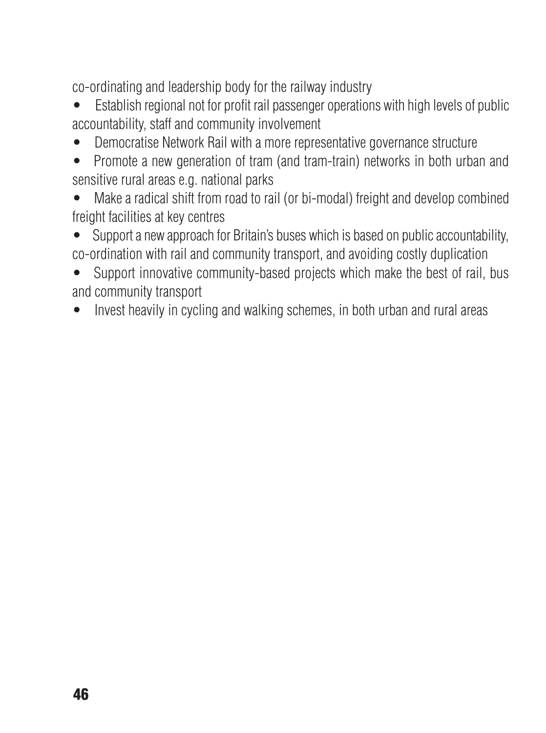co-ordinating and leadership body for the railway industry

- Establish regional not for profit rail passenger operations with high levels of public accountability, staff and community involvement
- Democratise Network Rail with a more representative governance structure
- Promote a new generation of tram (and tram-train) networks in both urban and sensitive rural areas e.g. national parks
- Make a radical shift from road to rail (or bi-modal) freight and develop combined freight facilities at key centres
- Support a new approach for Britain's buses which is based on public accountability, co-ordination with rail and community transport, and avoiding costly duplication
- Support innovative community-based projects which make the best of rail, bus and community transport
- Invest heavily in cycling and walking schemes, in both urban and rural areas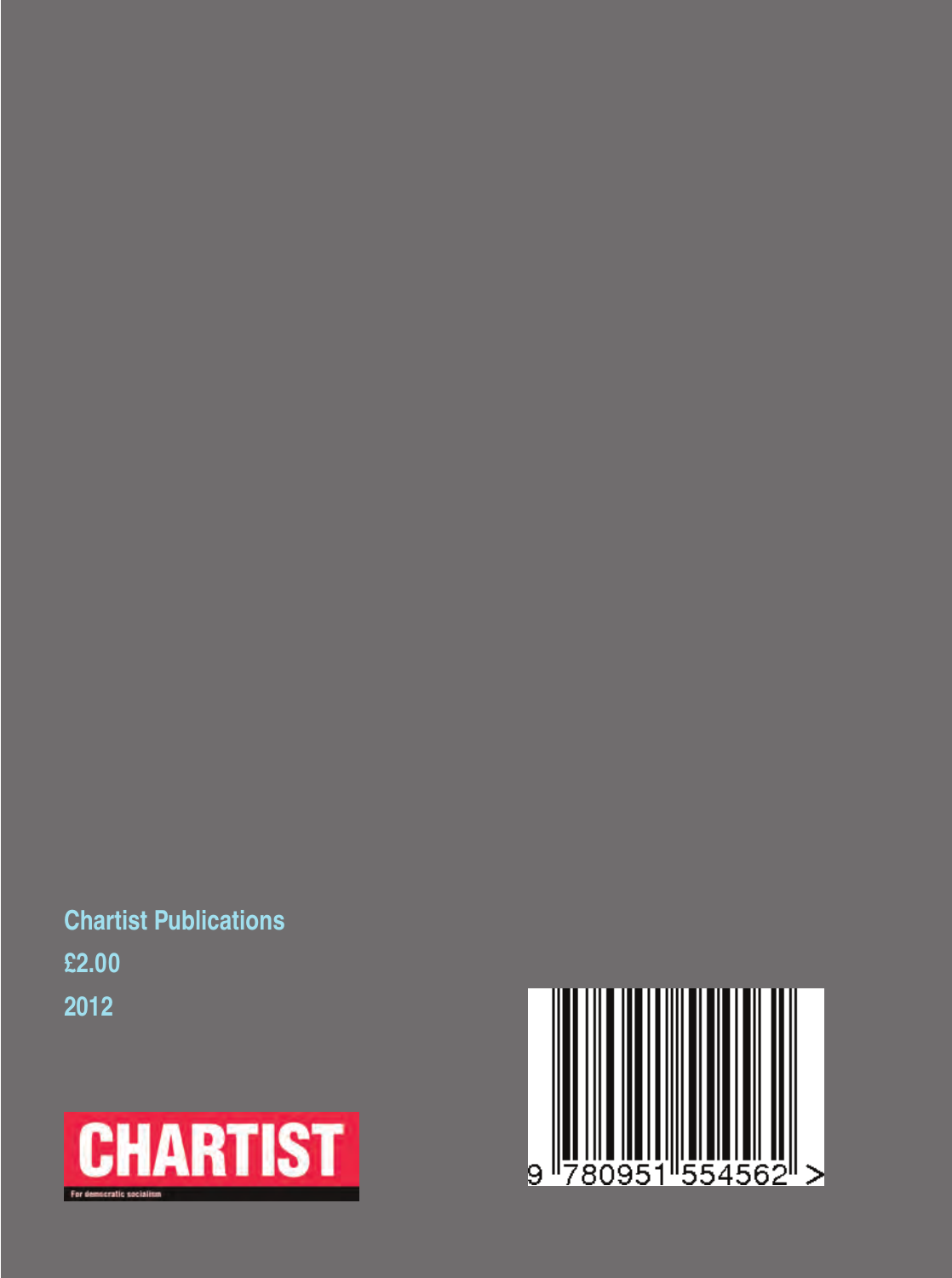Chartist Publications

£2.00

2012

CHARTIST

For democratic socialism

9 780951 554562 >